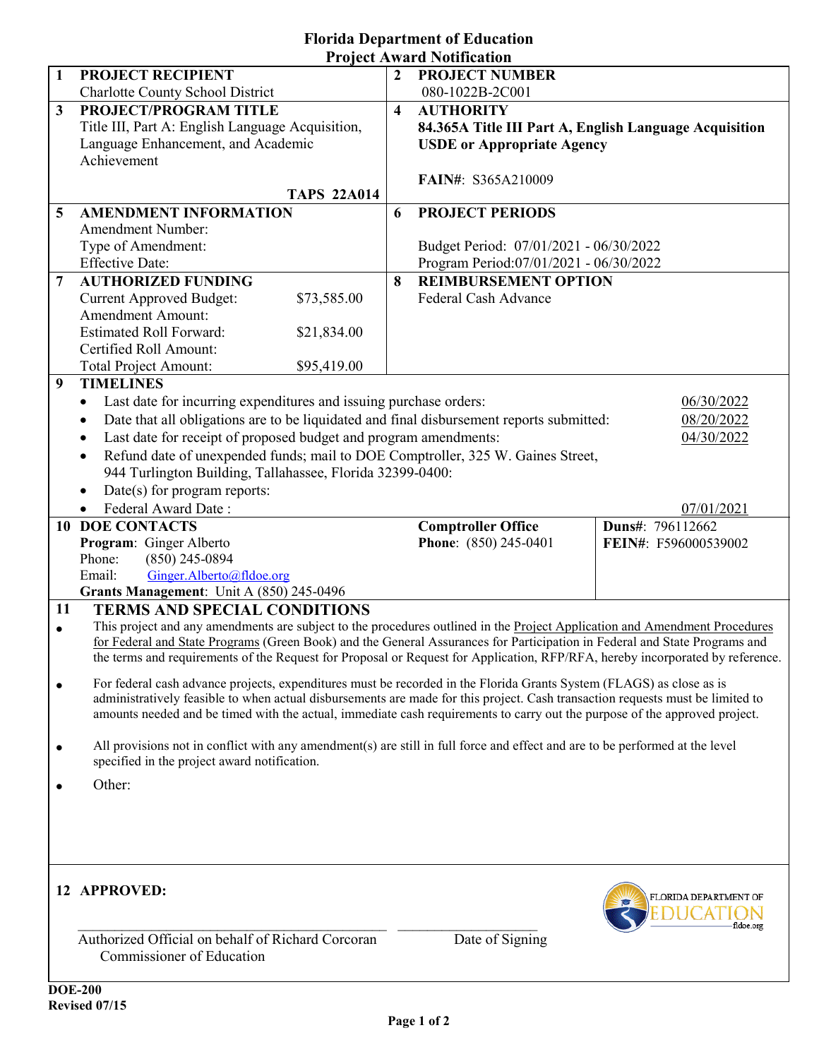# Florida Department of Education
## Project Award Notification

| | | | |
|---|---|---|---|
| **1** | **PROJECT RECIPIENT**<br>Charlotte County School District | **2** | **PROJECT NUMBER**<br>080-1022B-2C001 |
| **3** | **PROJECT/PROGRAM TITLE**<br>Title III, Part A: English Language Acquisition, Language Enhancement, and Academic Achievement<br>**TAPS 22A014** | **4** | **AUTHORITY**<br>**84.365A Title III Part A, English Language Acquisition**<br>**USDE or Appropriate Agency**<br>**FAIN#**: S365A210009 |
| **5** | **AMENDMENT INFORMATION**<br>Amendment Number:<br>Type of Amendment:<br>Effective Date: | **6** | **PROJECT PERIODS**<br>Budget Period: 07/01/2021 - 06/30/2022<br>Program Period:07/01/2021 - 06/30/2022 |
| **7** | **AUTHORIZED FUNDING**<br>Current Approved Budget: $73,585.00<br>Amendment Amount:<br>Estimated Roll Forward: $21,834.00<br>Certified Roll Amount:<br>Total Project Amount: $95,419.00 | **8** | **REIMBURSEMENT OPTION**<br>Federal Cash Advance |

**9 TIMELINES**

- Last date for incurring expenditures and issuing purchase orders: 06/30/2022
- Date that all obligations are to be liquidated and final disbursement reports submitted: 08/20/2022
- Last date for receipt of proposed budget and program amendments: 04/30/2022
- Refund date of unexpended funds; mail to DOE Comptroller, 325 W. Gaines Street, 944 Turlington Building, Tallahassee, Florida 32399-0400:
- Date(s) for program reports:
- Federal Award Date : 07/01/2021

**10 DOE CONTACTS**

**Program**: Ginger Alberto
Phone: (850) 245-0894
Email: Ginger.Alberto@fldoe.org
**Grants Management**: Unit A (850) 245-0496

**Comptroller Office**
**Phone**: (850) 245-0401

**Duns#**: 796112662
**FEIN#**: F596000539002

**11 TERMS AND SPECIAL CONDITIONS**

- This project and any amendments are subject to the procedures outlined in the Project Application and Amendment Procedures for Federal and State Programs (Green Book) and the General Assurances for Participation in Federal and State Programs and the terms and requirements of the Request for Proposal or Request for Application, RFP/RFA, hereby incorporated by reference.
- For federal cash advance projects, expenditures must be recorded in the Florida Grants System (FLAGS) as close as is administratively feasible to when actual disbursements are made for this project. Cash transaction requests must be limited to amounts needed and be timed with the actual, immediate cash requirements to carry out the purpose of the approved project.
- All provisions not in conflict with any amendment(s) are still in full force and effect and are to be performed at the level specified in the project award notification.
- Other:

**12 APPROVED:**

\_\_\_\_\_\_\_\_\_\_\_\_\_\_\_\_\_\_\_\_\_\_\_\_\_\_\_\_\_\_\_\_\_\_\_\_ \_\_\_\_\_\_\_\_\_\_\_\_\_\_\_\_\_\_

Authorized Official on behalf of Richard Corcoran Commissioner of Education — Date of Signing

FLORIDA DEPARTMENT OF EDUCATION fldoe.org

**DOE-200**
**Revised 07/15**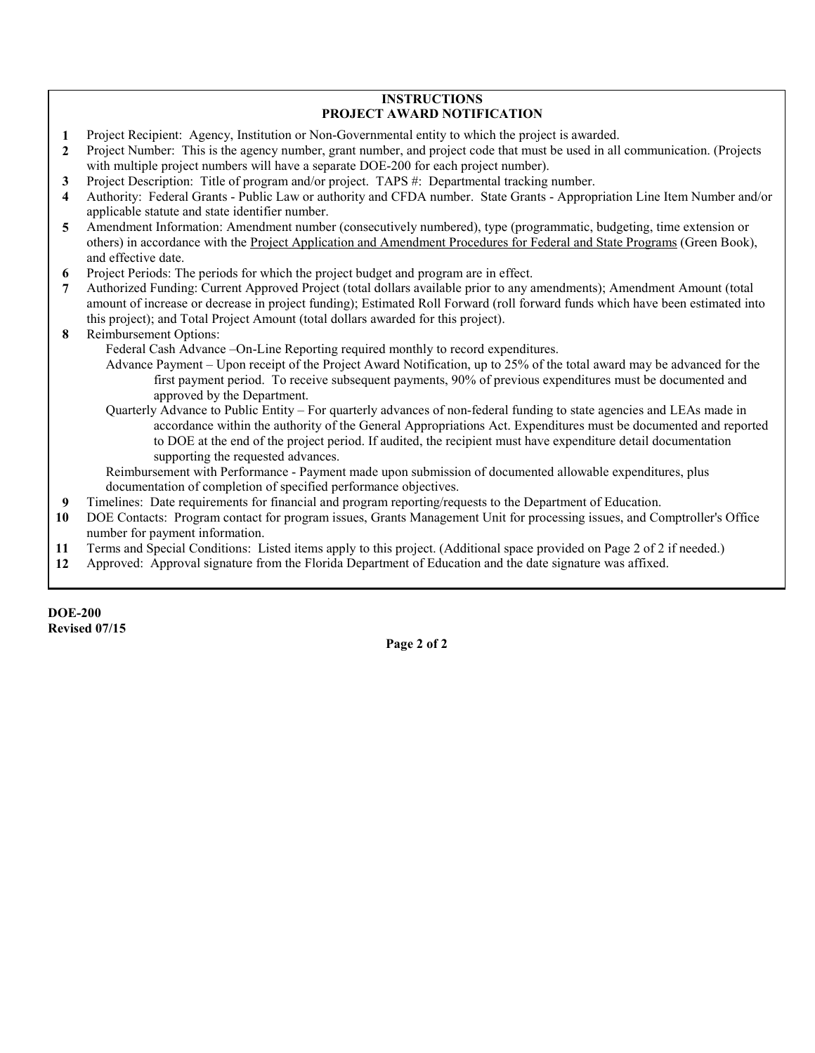## INSTRUCTIONS
## PROJECT AWARD NOTIFICATION

1. Project Recipient: Agency, Institution or Non-Governmental entity to which the project is awarded.
2. Project Number: This is the agency number, grant number, and project code that must be used in all communication. (Projects with multiple project numbers will have a separate DOE-200 for each project number).
3. Project Description: Title of program and/or project. TAPS #: Departmental tracking number.
4. Authority: Federal Grants - Public Law or authority and CFDA number. State Grants - Appropriation Line Item Number and/or applicable statute and state identifier number.
5. Amendment Information: Amendment number (consecutively numbered), type (programmatic, budgeting, time extension or others) in accordance with the Project Application and Amendment Procedures for Federal and State Programs (Green Book), and effective date.
6. Project Periods: The periods for which the project budget and program are in effect.
7. Authorized Funding: Current Approved Project (total dollars available prior to any amendments); Amendment Amount (total amount of increase or decrease in project funding); Estimated Roll Forward (roll forward funds which have been estimated into this project); and Total Project Amount (total dollars awarded for this project).
8. Reimbursement Options:
   - Federal Cash Advance –On-Line Reporting required monthly to record expenditures.
   - Advance Payment – Upon receipt of the Project Award Notification, up to 25% of the total award may be advanced for the first payment period. To receive subsequent payments, 90% of previous expenditures must be documented and approved by the Department.
   - Quarterly Advance to Public Entity – For quarterly advances of non-federal funding to state agencies and LEAs made in accordance within the authority of the General Appropriations Act. Expenditures must be documented and reported to DOE at the end of the project period. If audited, the recipient must have expenditure detail documentation supporting the requested advances.
   - Reimbursement with Performance - Payment made upon submission of documented allowable expenditures, plus documentation of completion of specified performance objectives.
9. Timelines: Date requirements for financial and program reporting/requests to the Department of Education.
10. DOE Contacts: Program contact for program issues, Grants Management Unit for processing issues, and Comptroller's Office number for payment information.
11. Terms and Special Conditions: Listed items apply to this project. (Additional space provided on Page 2 of 2 if needed.)
12. Approved: Approval signature from the Florida Department of Education and the date signature was affixed.

**DOE-200**
**Revised 07/15**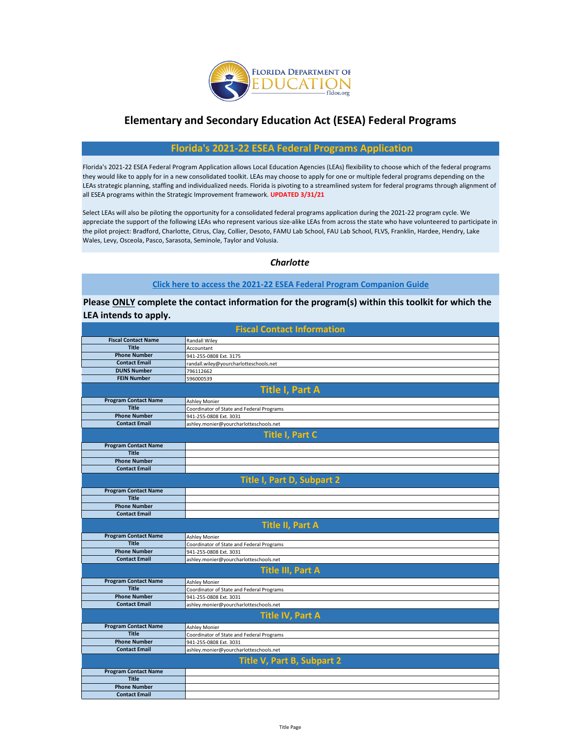# Elementary and Secondary Education Act (ESEA) Federal Programs

## Florida's 2021-22 ESEA Federal Programs Application

Florida's 2021-22 ESEA Federal Program Application allows Local Education Agencies (LEAs) flexibility to choose which of the federal programs they would like to apply for in a new consolidated toolkit. LEAs may choose to apply for one or multiple federal programs depending on the LEAs strategic planning, staffing and individualized needs. Florida is pivoting to a streamlined system for federal programs through alignment of all ESEA programs within the Strategic Improvement framework. **UPDATED 3/31/21**

Select LEAs will also be piloting the opportunity for a consolidated federal programs application during the 2021-22 program cycle. We appreciate the support of the following LEAs who represent various size-alike LEAs from across the state who have volunteered to participate in the pilot project: Bradford, Charlotte, Citrus, Clay, Collier, Desoto, FAMU Lab School, FAU Lab School, FLVS, Franklin, Hardee, Hendry, Lake Wales, Levy, Osceola, Pasco, Sarasota, Seminole, Taylor and Volusia.

***Charlotte***

Click here to access the 2021-22 ESEA Federal Program Companion Guide

**Please ONLY complete the contact information for the program(s) within this toolkit for which the LEA intends to apply.**

| Fiscal Contact Information | |
|---|---|
| **Fiscal Contact Name** | Randall Wiley |
| **Title** | Accountant |
| **Phone Number** | 941-255-0808 Ext. 3175 |
| **Contact Email** | randall.wiley@yourcharlotteschools.net |
| **DUNS Number** | 796112662 |
| **FEIN Number** | 596000539 |

| Title I, Part A | |
|---|---|
| **Program Contact Name** | Ashley Monier |
| **Title** | Coordinator of State and Federal Programs |
| **Phone Number** | 941-255-0808 Ext. 3031 |
| **Contact Email** | ashley.monier@yourcharlotteschools.net |

| Title I, Part C | |
|---|---|
| **Program Contact Name** | |
| **Title** | |
| **Phone Number** | |
| **Contact Email** | |

| Title I, Part D, Subpart 2 | |
|---|---|
| **Program Contact Name** | |
| **Title** | |
| **Phone Number** | |
| **Contact Email** | |

| Title II, Part A | |
|---|---|
| **Program Contact Name** | Ashley Monier |
| **Title** | Coordinator of State and Federal Programs |
| **Phone Number** | 941-255-0808 Ext. 3031 |
| **Contact Email** | ashley.monier@yourcharlotteschools.net |

| Title III, Part A | |
|---|---|
| **Program Contact Name** | Ashley Monier |
| **Title** | Coordinator of State and Federal Programs |
| **Phone Number** | 941-255-0808 Ext. 3031 |
| **Contact Email** | ashley.monier@yourcharlotteschools.net |

| Title IV, Part A | |
|---|---|
| **Program Contact Name** | Ashley Monier |
| **Title** | Coordinator of State and Federal Programs |
| **Phone Number** | 941-255-0808 Ext. 3031 |
| **Contact Email** | ashley.monier@yourcharlotteschools.net |

| Title V, Part B, Subpart 2 | |
|---|---|
| **Program Contact Name** | |
| **Title** | |
| **Phone Number** | |
| **Contact Email** | |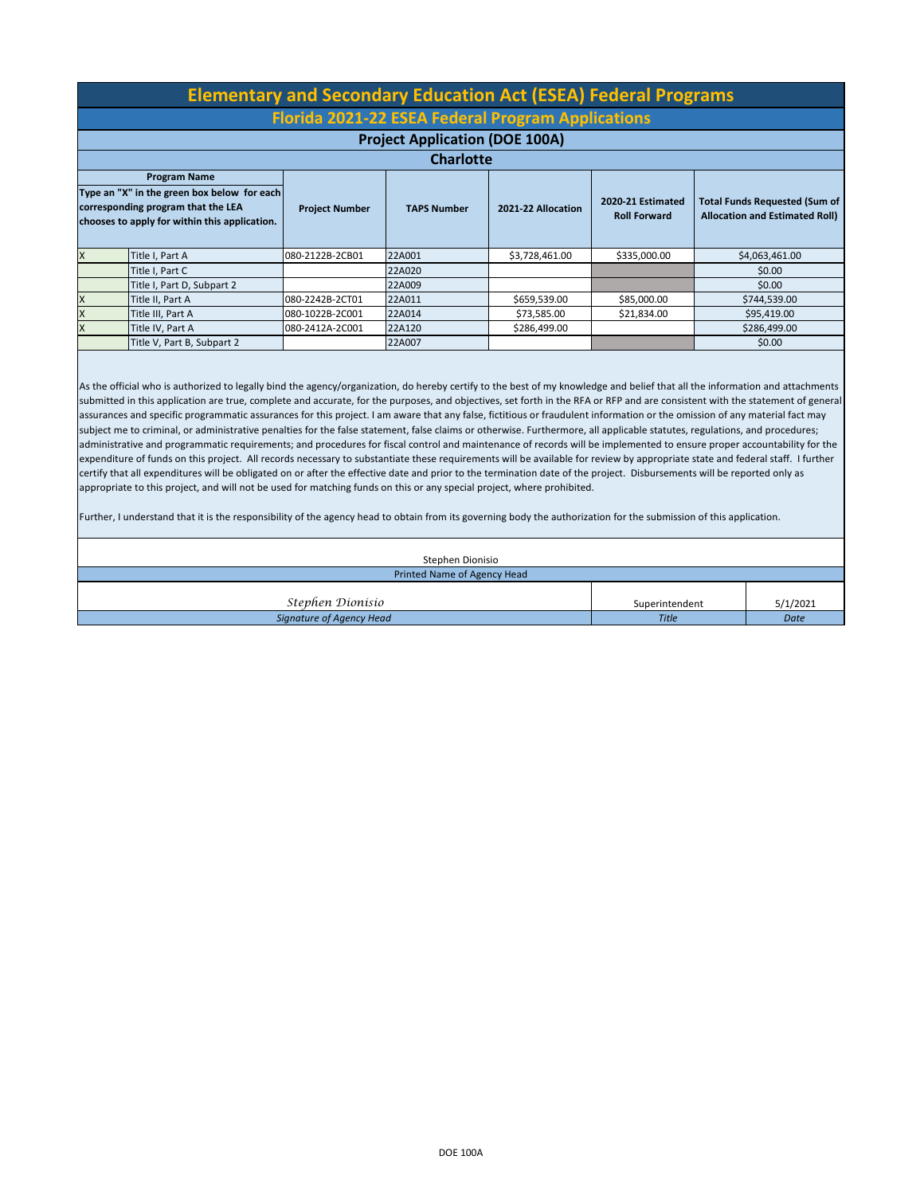# Elementary and Secondary Education Act (ESEA) Federal Programs

## Florida 2021-22 ESEA Federal Program Applications

### Project Application (DOE 100A)

### Charlotte

| Program Name<br>Type an "X" in the green box below for each corresponding program that the LEA chooses to apply for within this application. | | Project Number | TAPS Number | 2021-22 Allocation | 2020-21 Estimated Roll Forward | Total Funds Requested (Sum of Allocation and Estimated Roll) |
|---|---|---|---|---|---|---|
| X | Title I, Part A | 080-2122B-2CB01 | 22A001 | $3,728,461.00 | $335,000.00 | $4,063,461.00 |
| | Title I, Part C | | 22A020 | | | $0.00 |
| | Title I, Part D, Subpart 2 | | 22A009 | | | $0.00 |
| X | Title II, Part A | 080-2242B-2CT01 | 22A011 | $659,539.00 | $85,000.00 | $744,539.00 |
| X | Title III, Part A | 080-1022B-2C001 | 22A014 | $73,585.00 | $21,834.00 | $95,419.00 |
| X | Title IV, Part A | 080-2412A-2C001 | 22A120 | $286,499.00 | | $286,499.00 |
| | Title V, Part B, Subpart 2 | | 22A007 | | | $0.00 |

As the official who is authorized to legally bind the agency/organization, do hereby certify to the best of my knowledge and belief that all the information and attachments submitted in this application are true, complete and accurate, for the purposes, and objectives, set forth in the RFA or RFP and are consistent with the statement of general assurances and specific programmatic assurances for this project. I am aware that any false, fictitious or fraudulent information or the omission of any material fact may subject me to criminal, or administrative penalties for the false statement, false claims or otherwise. Furthermore, all applicable statutes, regulations, and procedures; administrative and programmatic requirements; and procedures for fiscal control and maintenance of records will be implemented to ensure proper accountability for the expenditure of funds on this project. All records necessary to substantiate these requirements will be available for review by appropriate state and federal staff. I further certify that all expenditures will be obligated on or after the effective date and prior to the termination date of the project. Disbursements will be reported only as appropriate to this project, and will not be used for matching funds on this or any special project, where prohibited.

Further, I understand that it is the responsibility of the agency head to obtain from its governing body the authorization for the submission of this application.

Stephen Dionisio
Printed Name of Agency Head

| *Stephen Dionisio* | Superintendent | 5/1/2021 |
|---|---|---|
| *Signature of Agency Head* | *Title* | *Date* |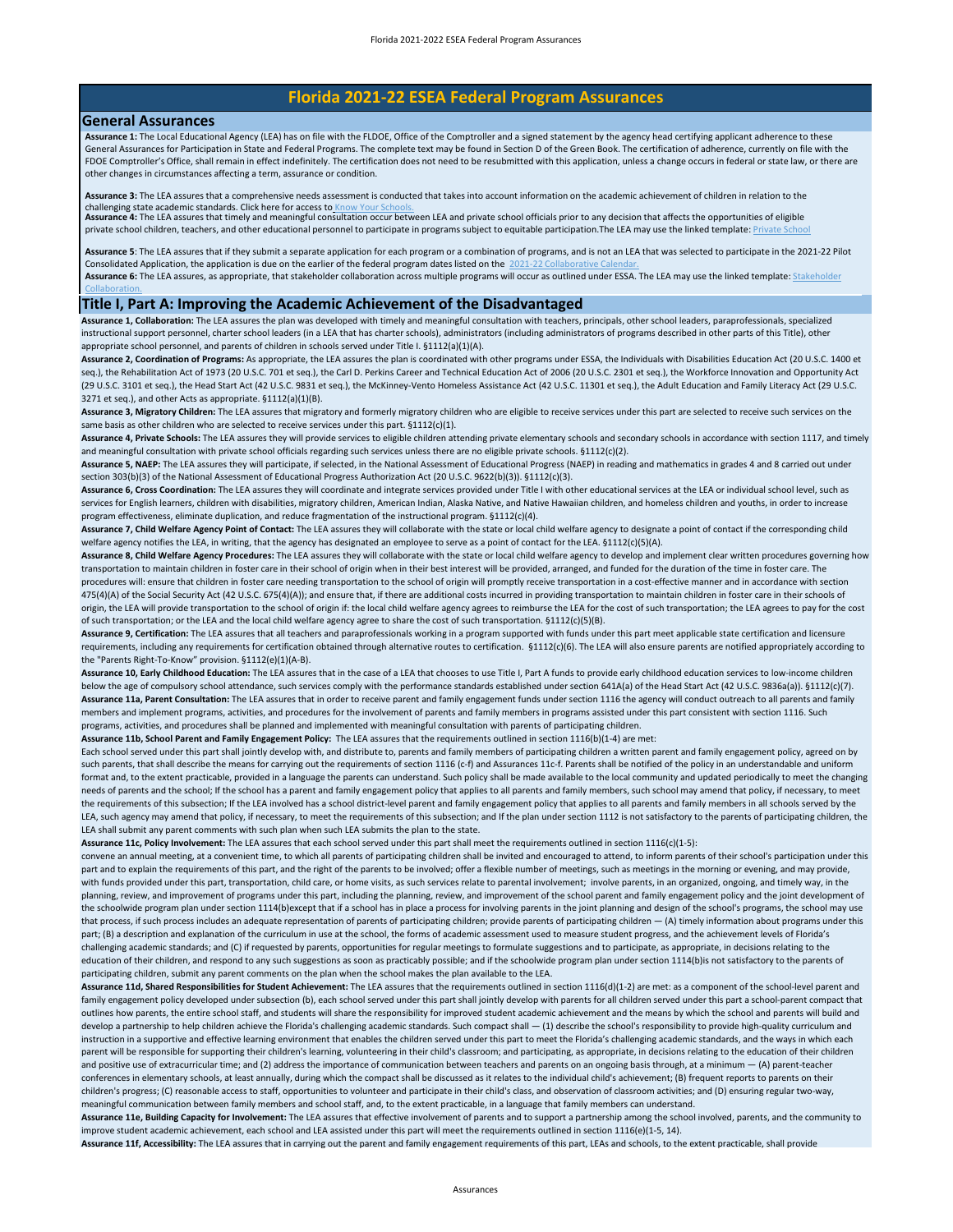# Florida 2021-22 ESEA Federal Program Assurances

## General Assurances

**Assurance 1:** The Local Educational Agency (LEA) has on file with the FLDOE, Office of the Comptroller and a signed statement by the agency head certifying applicant adherence to these General Assurances for Participation in State and Federal Programs. The complete text may be found in Section D of the Green Book. The certification of adherence, currently on file with the FDOE Comptroller's Office, shall remain in effect indefinitely. The certification does not need to be resubmitted with this application, unless a change occurs in federal or state law, or there are other changes in circumstances affecting a term, assurance or condition.

**Assurance 3:** The LEA assures that a comprehensive needs assessment is conducted that takes into account information on the academic achievement of children in relation to the challenging state academic standards. Click here for access to Know Your Schools.

**Assurance 4:** The LEA assures that timely and meaningful consultation occur between LEA and private school officials prior to any decision that affects the opportunities of eligible private school children, teachers, and other educational personnel to participate in programs subject to equitable participation.The LEA may use the linked template: Private School

**Assurance 5**: The LEA assures that if they submit a separate application for each program or a combination of programs, and is not an LEA that was selected to participate in the 2021-22 Pilot Consolidated Application, the application is due on the earlier of the federal program dates listed on the 2021-22 Collaborative Calendar.

**Assurance 6:** The LEA assures, as appropriate, that stakeholder collaboration across multiple programs will occur as outlined under ESSA. The LEA may use the linked template: Stakeholder Collaboration.

## Title I, Part A: Improving the Academic Achievement of the Disadvantaged

**Assurance 1, Collaboration:** The LEA assures the plan was developed with timely and meaningful consultation with teachers, principals, other school leaders, paraprofessionals, specialized instructional support personnel, charter school leaders (in a LEA that has charter schools), administrators (including administrators of programs described in other parts of this Title), other appropriate school personnel, and parents of children in schools served under Title I. §1112(a)(1)(A).

**Assurance 2, Coordination of Programs:** As appropriate, the LEA assures the plan is coordinated with other programs under ESSA, the Individuals with Disabilities Education Act (20 U.S.C. 1400 et seq.), the Rehabilitation Act of 1973 (20 U.S.C. 701 et seq.), the Carl D. Perkins Career and Technical Education Act of 2006 (20 U.S.C. 2301 et seq.), the Workforce Innovation and Opportunity Act (29 U.S.C. 3101 et seq.), the Head Start Act (42 U.S.C. 9831 et seq.), the McKinney-Vento Homeless Assistance Act (42 U.S.C. 11301 et seq.), the Adult Education and Family Literacy Act (29 U.S.C. 3271 et seq.), and other Acts as appropriate. §1112(a)(1)(B).

**Assurance 3, Migratory Children:** The LEA assures that migratory and formerly migratory children who are eligible to receive services under this part are selected to receive such services on the same basis as other children who are selected to receive services under this part. §1112(c)(1).

**Assurance 4, Private Schools:** The LEA assures they will provide services to eligible children attending private elementary schools and secondary schools in accordance with section 1117, and timely and meaningful consultation with private school officials regarding such services unless there are no eligible private schools. §1112(c)(2).

**Assurance 5, NAEP:** The LEA assures they will participate, if selected, in the National Assessment of Educational Progress (NAEP) in reading and mathematics in grades 4 and 8 carried out under section 303(b)(3) of the National Assessment of Educational Progress Authorization Act (20 U.S.C. 9622(b)(3)). §1112(c)(3).

**Assurance 6, Cross Coordination:** The LEA assures they will coordinate and integrate services provided under Title I with other educational services at the LEA or individual school level, such as services for English learners, children with disabilities, migratory children, American Indian, Alaska Native, and Native Hawaiian children, and homeless children and youths, in order to increase program effectiveness, eliminate duplication, and reduce fragmentation of the instructional program. §1112(c)(4).

**Assurance 7, Child Welfare Agency Point of Contact:** The LEA assures they will collaborate with the state or local child welfare agency to designate a point of contact if the corresponding child welfare agency notifies the LEA, in writing, that the agency has designated an employee to serve as a point of contact for the LEA. §1112(c)(5)(A).

**Assurance 8, Child Welfare Agency Procedures:** The LEA assures they will collaborate with the state or local child welfare agency to develop and implement clear written procedures governing how transportation to maintain children in foster care in their school of origin when in their best interest will be provided, arranged, and funded for the duration of the time in foster care. The procedures will: ensure that children in foster care needing transportation to the school of origin will promptly receive transportation in a cost-effective manner and in accordance with section 475(4)(A) of the Social Security Act (42 U.S.C. 675(4)(A)); and ensure that, if there are additional costs incurred in providing transportation to maintain children in foster care in their schools of origin, the LEA will provide transportation to the school of origin if: the local child welfare agency agrees to reimburse the LEA for the cost of such transportation; the LEA agrees to pay for the cost of such transportation; or the LEA and the local child welfare agency agree to share the cost of such transportation. §1112(c)(5)(B).

**Assurance 9, Certification:** The LEA assures that all teachers and paraprofessionals working in a program supported with funds under this part meet applicable state certification and licensure requirements, including any requirements for certification obtained through alternative routes to certification. §1112(c)(6). The LEA will also ensure parents are notified appropriately according to the "Parents Right-To-Know" provision. §1112(e)(1)(A-B).

**Assurance 10, Early Childhood Education:** The LEA assures that in the case of a LEA that chooses to use Title I, Part A funds to provide early childhood education services to low-income children below the age of compulsory school attendance, such services comply with the performance standards established under section 641A(a) of the Head Start Act (42 U.S.C. 9836a(a)). §1112(c)(7).

**Assurance 11a, Parent Consultation:** The LEA assures that in order to receive parent and family engagement funds under section 1116 the agency will conduct outreach to all parents and family members and implement programs, activities, and procedures for the involvement of parents and family members in programs assisted under this part consistent with section 1116. Such programs, activities, and procedures shall be planned and implemented with meaningful consultation with parents of participating children.

**Assurance 11b, School Parent and Family Engagement Policy:** The LEA assures that the requirements outlined in section 1116(b)(1-4) are met:

Each school served under this part shall jointly develop with, and distribute to, parents and family members of participating children a written parent and family engagement policy, agreed on by such parents, that shall describe the means for carrying out the requirements of section 1116 (c-f) and Assurances 11c-f. Parents shall be notified of the policy in an understandable and uniform format and, to the extent practicable, provided in a language the parents can understand. Such policy shall be made available to the local community and updated periodically to meet the changing needs of parents and the school; If the school has a parent and family engagement policy that applies to all parents and family members, such school may amend that policy, if necessary, to meet the requirements of this subsection; If the LEA involved has a school district-level parent and family engagement policy that applies to all parents and family members in all schools served by the LEA, such agency may amend that policy, if necessary, to meet the requirements of this subsection; and If the plan under section 1112 is not satisfactory to the parents of participating children, the LEA shall submit any parent comments with such plan when such LEA submits the plan to the state.

**Assurance 11c, Policy Involvement:** The LEA assures that each school served under this part shall meet the requirements outlined in section 1116(c)(1-5):

convene an annual meeting, at a convenient time, to which all parents of participating children shall be invited and encouraged to attend, to inform parents of their school's participation under this part and to explain the requirements of this part, and the right of the parents to be involved; offer a flexible number of meetings, such as meetings in the morning or evening, and may provide, with funds provided under this part, transportation, child care, or home visits, as such services relate to parental involvement; involve parents, in an organized, ongoing, and timely way, in the planning, review, and improvement of programs under this part, including the planning, review, and improvement of the school parent and family engagement policy and the joint development of the schoolwide program plan under section 1114(b)except that if a school has in place a process for involving parents in the joint planning and design of the school's programs, the school may use that process, if such process includes an adequate representation of parents of participating children; provide parents of participating children — (A) timely information about programs under this part; (B) a description and explanation of the curriculum in use at the school, the forms of academic assessment used to measure student progress, and the achievement levels of Florida's challenging academic standards; and (C) if requested by parents, opportunities for regular meetings to formulate suggestions and to participate, as appropriate, in decisions relating to the education of their children, and respond to any such suggestions as soon as practicably possible; and if the schoolwide program plan under section 1114(b)is not satisfactory to the parents of participating children, submit any parent comments on the plan when the school makes the plan available to the LEA.

**Assurance 11d, Shared Responsibilities for Student Achievement:** The LEA assures that the requirements outlined in section 1116(d)(1-2) are met: as a component of the school-level parent and family engagement policy developed under subsection (b), each school served under this part shall jointly develop with parents for all children served under this part a school-parent compact that outlines how parents, the entire school staff, and students will share the responsibility for improved student academic achievement and the means by which the school and parents will build and develop a partnership to help children achieve the Florida's challenging academic standards. Such compact shall — (1) describe the school's responsibility to provide high-quality curriculum and instruction in a supportive and effective learning environment that enables the children served under this part to meet the Florida's challenging academic standards, and the ways in which each parent will be responsible for supporting their children's learning, volunteering in their child's classroom; and participating, as appropriate, in decisions relating to the education of their children and positive use of extracurricular time; and (2) address the importance of communication between teachers and parents on an ongoing basis through, at a minimum — (A) parent-teacher conferences in elementary schools, at least annually, during which the compact shall be discussed as it relates to the individual child's achievement; (B) frequent reports to parents on their children's progress; (C) reasonable access to staff, opportunities to volunteer and participate in their child's class, and observation of classroom activities; and (D) ensuring regular two-way, meaningful communication between family members and school staff, and, to the extent practicable, in a language that family members can understand.

**Assurance 11e, Building Capacity for Involvement:** The LEA assures that effective involvement of parents and to support a partnership among the school involved, parents, and the community to improve student academic achievement, each school and LEA assisted under this part will meet the requirements outlined in section 1116(e)(1-5, 14).

**Assurance 11f, Accessibility:** The LEA assures that in carrying out the parent and family engagement requirements of this part, LEAs and schools, to the extent practicable, shall provide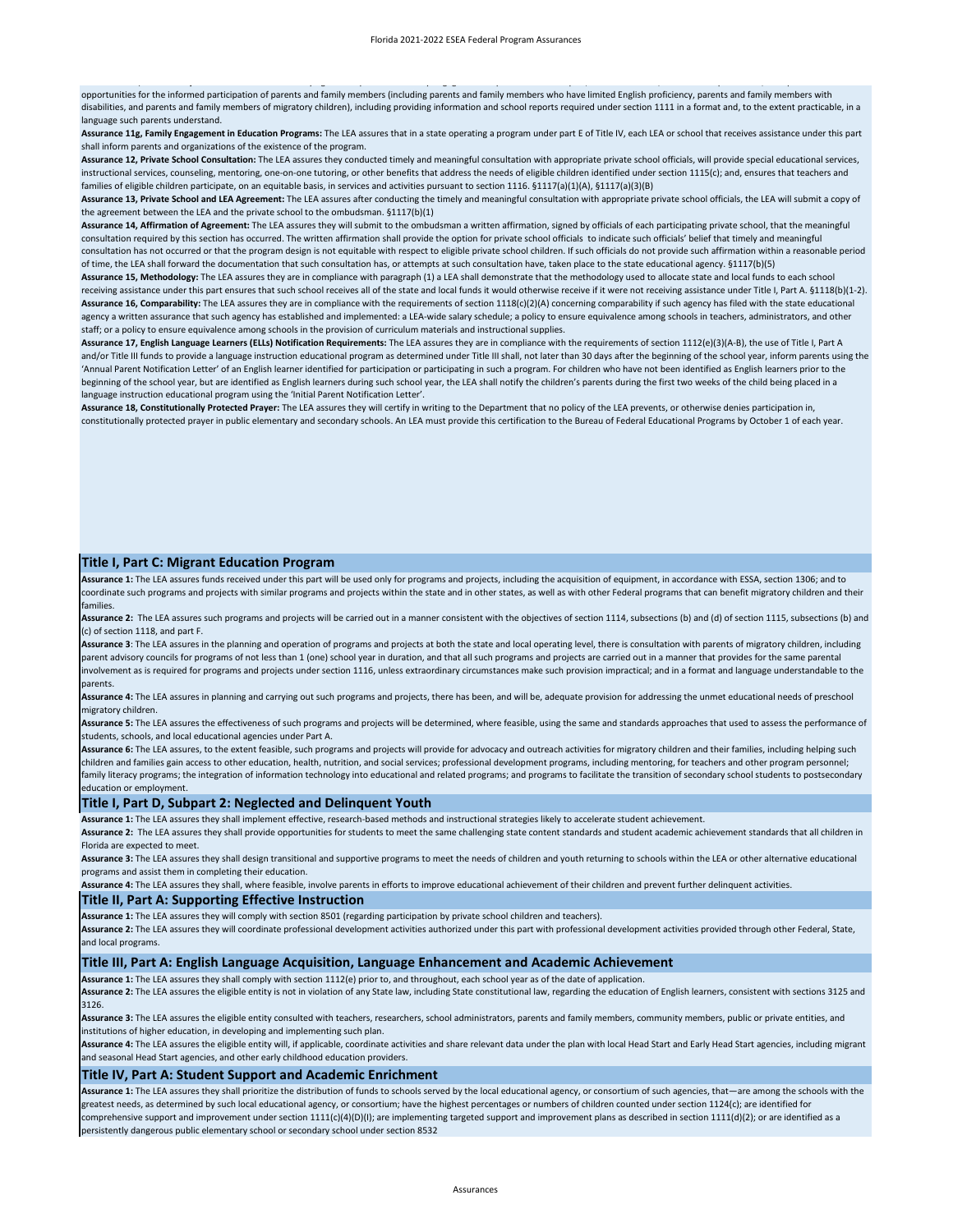opportunities for the informed participation of parents and family members (including parents and family members who have limited English proficiency, parents and family members with disabilities, and parents and family members of migratory children), including providing information and school reports required under section 1111 in a format and, to the extent practicable, in a language such parents understand.

**Assurance 11g, Family Engagement in Education Programs:** The LEA assures that in a state operating a program under part E of Title IV, each LEA or school that receives assistance under this part shall inform parents and organizations of the existence of the program.

**Assurance 12, Private School Consultation:** The LEA assures they conducted timely and meaningful consultation with appropriate private school officials, will provide special educational services, instructional services, counseling, mentoring, one-on-one tutoring, or other benefits that address the needs of eligible children identified under section 1115(c); and, ensures that teachers and families of eligible children participate, on an equitable basis, in services and activities pursuant to section 1116. §1117(a)(1)(A), §1117(a)(3)(B)

**Assurance 13, Private School and LEA Agreement:** The LEA assures after conducting the timely and meaningful consultation with appropriate private school officials, the LEA will submit a copy of the agreement between the LEA and the private school to the ombudsman. §1117(b)(1)

**Assurance 14, Affirmation of Agreement:** The LEA assures they will submit to the ombudsman a written affirmation, signed by officials of each participating private school, that the meaningful consultation required by this section has occurred. The written affirmation shall provide the option for private school officials to indicate such officials' belief that timely and meaningful consultation has not occurred or that the program design is not equitable with respect to eligible private school children. If such officials do not provide such affirmation within a reasonable period of time, the LEA shall forward the documentation that such consultation has, or attempts at such consultation have, taken place to the state educational agency. §1117(b)(5)

**Assurance 15, Methodology:** The LEA assures they are in compliance with paragraph (1) a LEA shall demonstrate that the methodology used to allocate state and local funds to each school receiving assistance under this part ensures that such school receives all of the state and local funds it would otherwise receive if it were not receiving assistance under Title I, Part A. §1118(b)(1-2).

**Assurance 16, Comparability:** The LEA assures they are in compliance with the requirements of section 1118(c)(2)(A) concerning comparability if such agency has filed with the state educational agency a written assurance that such agency has established and implemented: a LEA-wide salary schedule; a policy to ensure equivalence among schools in teachers, administrators, and other staff; or a policy to ensure equivalence among schools in the provision of curriculum materials and instructional supplies.

**Assurance 17, English Language Learners (ELLs) Notification Requirements:** The LEA assures they are in compliance with the requirements of section 1112(e)(3)(A-B), the use of Title I, Part A and/or Title III funds to provide a language instruction educational program as determined under Title III shall, not later than 30 days after the beginning of the school year, inform parents using the 'Annual Parent Notification Letter' of an English learner identified for participation or participating in such a program. For children who have not been identified as English learners prior to the beginning of the school year, but are identified as English learners during such school year, the LEA shall notify the children's parents during the first two weeks of the child being placed in a language instruction educational program using the 'Initial Parent Notification Letter'.

**Assurance 18, Constitutionally Protected Prayer:** The LEA assures they will certify in writing to the Department that no policy of the LEA prevents, or otherwise denies participation in, constitutionally protected prayer in public elementary and secondary schools. An LEA must provide this certification to the Bureau of Federal Educational Programs by October 1 of each year.

## Title I, Part C: Migrant Education Program

**Assurance 1:** The LEA assures funds received under this part will be used only for programs and projects, including the acquisition of equipment, in accordance with ESSA, section 1306; and to coordinate such programs and projects with similar programs and projects within the state and in other states, as well as with other Federal programs that can benefit migratory children and their families.

**Assurance 2:** The LEA assures such programs and projects will be carried out in a manner consistent with the objectives of section 1114, subsections (b) and (d) of section 1115, subsections (b) and (c) of section 1118, and part F.

**Assurance 3**: The LEA assures in the planning and operation of programs and projects at both the state and local operating level, there is consultation with parents of migratory children, including parent advisory councils for programs of not less than 1 (one) school year in duration, and that all such programs and projects are carried out in a manner that provides for the same parental involvement as is required for programs and projects under section 1116, unless extraordinary circumstances make such provision impractical; and in a format and language understandable to the parents.

**Assurance 4:** The LEA assures in planning and carrying out such programs and projects, there has been, and will be, adequate provision for addressing the unmet educational needs of preschool migratory children.

**Assurance 5:** The LEA assures the effectiveness of such programs and projects will be determined, where feasible, using the same and standards approaches that used to assess the performance of students, schools, and local educational agencies under Part A.

**Assurance 6:** The LEA assures, to the extent feasible, such programs and projects will provide for advocacy and outreach activities for migratory children and their families, including helping such children and families gain access to other education, health, nutrition, and social services; professional development programs, including mentoring, for teachers and other program personnel; family literacy programs; the integration of information technology into educational and related programs; and programs to facilitate the transition of secondary school students to postsecondary education or employment.

## Title I, Part D, Subpart 2: Neglected and Delinquent Youth

**Assurance 1:** The LEA assures they shall implement effective, research-based methods and instructional strategies likely to accelerate student achievement.

**Assurance 2:** The LEA assures they shall provide opportunities for students to meet the same challenging state content standards and student academic achievement standards that all children in Florida are expected to meet.

**Assurance 3:** The LEA assures they shall design transitional and supportive programs to meet the needs of children and youth returning to schools within the LEA or other alternative educational programs and assist them in completing their education.

**Assurance 4:** The LEA assures they shall, where feasible, involve parents in efforts to improve educational achievement of their children and prevent further delinquent activities.

## Title II, Part A: Supporting Effective Instruction

**Assurance 1:** The LEA assures they will comply with section 8501 (regarding participation by private school children and teachers).

**Assurance 2:** The LEA assures they will coordinate professional development activities authorized under this part with professional development activities provided through other Federal, State, and local programs.

## Title III, Part A: English Language Acquisition, Language Enhancement and Academic Achievement

**Assurance 1:** The LEA assures they shall comply with section 1112(e) prior to, and throughout, each school year as of the date of application.

**Assurance 2:** The LEA assures the eligible entity is not in violation of any State law, including State constitutional law, regarding the education of English learners, consistent with sections 3125 and 3126.

**Assurance 3:** The LEA assures the eligible entity consulted with teachers, researchers, school administrators, parents and family members, community members, public or private entities, and institutions of higher education, in developing and implementing such plan.

**Assurance 4:** The LEA assures the eligible entity will, if applicable, coordinate activities and share relevant data under the plan with local Head Start and Early Head Start agencies, including migrant and seasonal Head Start agencies, and other early childhood education providers.

## Title IV, Part A: Student Support and Academic Enrichment

**Assurance 1:** The LEA assures they shall prioritize the distribution of funds to schools served by the local educational agency, or consortium of such agencies, that—are among the schools with the greatest needs, as determined by such local educational agency, or consortium; have the highest percentages or numbers of children counted under section 1124(c); are identified for comprehensive support and improvement under section 1111(c)(4)(D)(I); are implementing targeted support and improvement plans as described in section 1111(d)(2); or are identified as a persistently dangerous public elementary school or secondary school under section 8532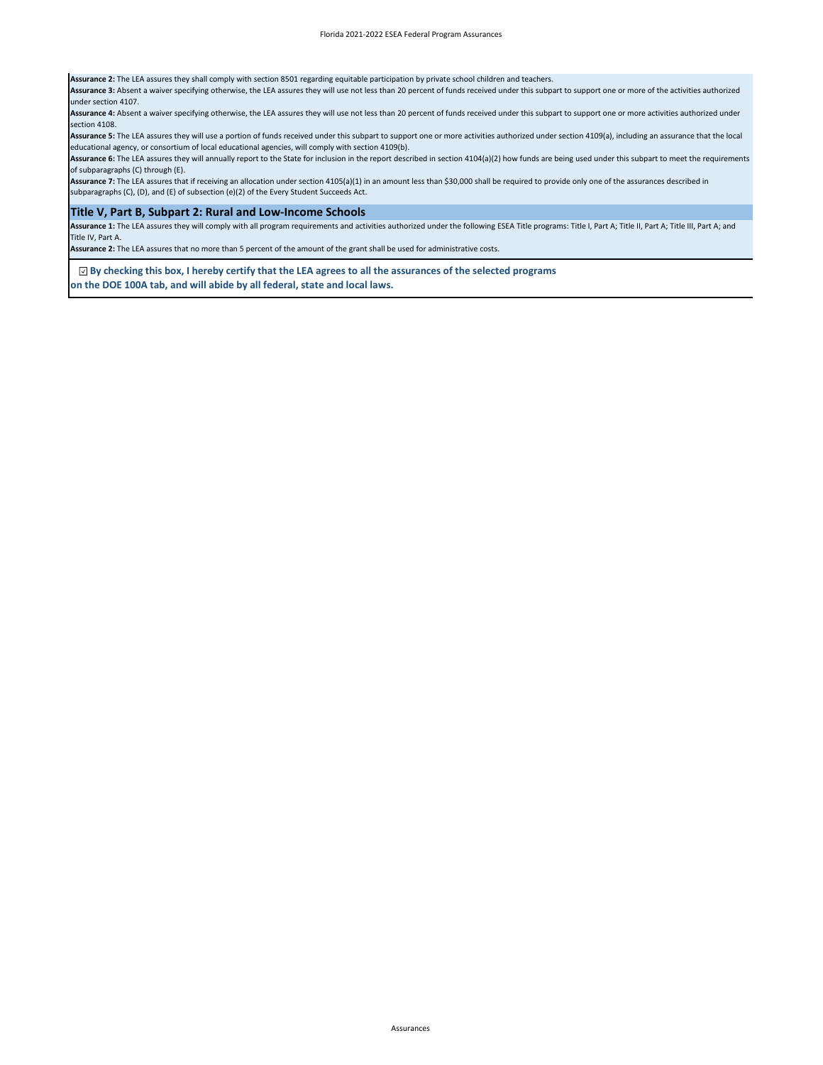**Assurance 2:** The LEA assures they shall comply with section 8501 regarding equitable participation by private school children and teachers.

**Assurance 3:** Absent a waiver specifying otherwise, the LEA assures they will use not less than 20 percent of funds received under this subpart to support one or more of the activities authorized under section 4107.

**Assurance 4:** Absent a waiver specifying otherwise, the LEA assures they will use not less than 20 percent of funds received under this subpart to support one or more activities authorized under section 4108.

**Assurance 5:** The LEA assures they will use a portion of funds received under this subpart to support one or more activities authorized under section 4109(a), including an assurance that the local educational agency, or consortium of local educational agencies, will comply with section 4109(b).

**Assurance 6:** The LEA assures they will annually report to the State for inclusion in the report described in section 4104(a)(2) how funds are being used under this subpart to meet the requirements of subparagraphs (C) through (E).

**Assurance 7:** The LEA assures that if receiving an allocation under section 4105(a)(1) in an amount less than $30,000 shall be required to provide only one of the assurances described in subparagraphs (C), (D), and (E) of subsection (e)(2) of the Every Student Succeeds Act.

## Title V, Part B, Subpart 2: Rural and Low-Income Schools

**Assurance 1:** The LEA assures they will comply with all program requirements and activities authorized under the following ESEA Title programs: Title I, Part A; Title II, Part A; Title III, Part A; and Title IV, Part A.

**Assurance 2:** The LEA assures that no more than 5 percent of the amount of the grant shall be used for administrative costs.

☑ **By checking this box, I hereby certify that the LEA agrees to all the assurances of the selected programs on the DOE 100A tab, and will abide by all federal, state and local laws.**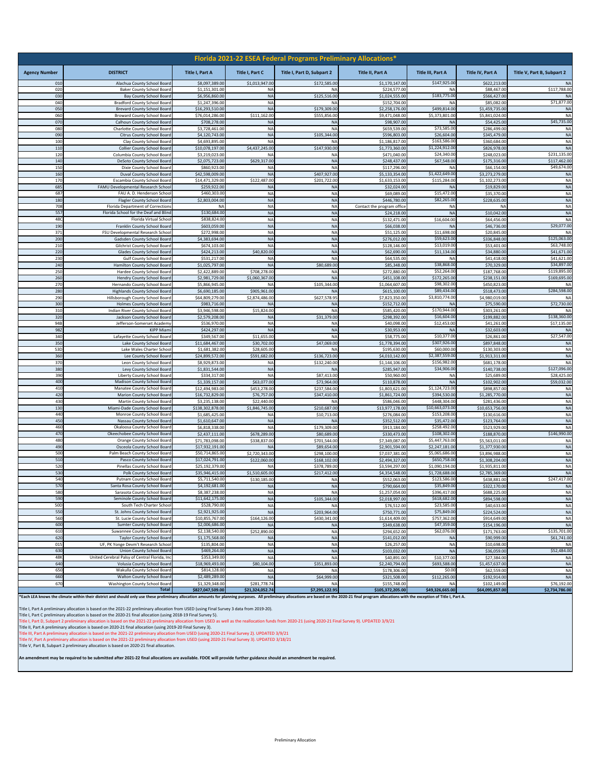# Florida 2021-22 ESEA Federal Programs Preliminary Allocations*

| Agency Number | DISTRICT | Title I, Part A | Title I, Part C | Title I, Part D, Subpart 2 | Title II, Part A | Title III, Part A | Title IV, Part A | Title V, Part B, Subpart 2 |
|---|---|---|---|---|---|---|---|---|
| 010 | Alachua County School Board | $8,097,389.00 | $1,013,947.00 | $172,585.00 | $1,170,147.00 | $147,925.00 | $622,213.00 | NA |
| 020 | Baker County School Board | $1,151,301.00 | NA | NA | $224,577.00 | NA | $88,467.00 | $117,788.00 |
| 030 | Bay County School Board | $6,956,860.00 | NA | $125,516.00 | $1,024,555.00 | $183,775.00 | $566,427.00 | NA |
| 040 | Bradford County School Board | $1,247,396.00 | NA | NA | $152,704.00 | NA | $85,082.00 | $71,877.00 |
| 050 | Brevard County School Board | $16,293,510.00 | NA | $179,309.00 | $2,258,176.00 | $499,814.00 | $1,459,735.00 | NA |
| 060 | Broward County School Board | $76,014,286.00 | $111,162.00 | $555,856.00 | $9,471,048.00 | $5,373,801.00 | $5,841,024.00 | NA |
| 070 | Calhoun County School Board | $708,278.00 | NA | NA | $98,907.00 | NA | $54,425.00 | $45,735.00 |
| 080 | Charlotte County School Board | $3,728,461.00 | NA | NA | $659,539.00 | $73,585.00 | $286,499.00 | NA |
| 090 | Citrus County School Board | $4,120,743.00 | NA | $105,344.00 | $596,803.00 | $26,604.00 | $345,479.00 | NA |
| 100 | Clay County School Board | $4,693,895.00 | NA | NA | $1,186,817.00 | $163,586.00 | $360,684.00 | NA |
| 110 | Collier County School Board | $10,078,197.00 | $4,437,245.00 | $147,930.00 | $1,773,360.00 | $1,224,912.00 | $826,978.00 | NA |
| 120 | Columbia County School Board | $3,219,023.00 | NA | NA | $471,040.00 | $24,340.00 | $248,023.00 | $231,135.00 |
| 140 | DeSoto County School Board | $2,075,723.00 | $629,317.00 | NA | $248,437.00 | $67,548.00 | $175,316.00 | $117,462.00 |
| 150 | Dixie County School Board | $860,923.00 | NA | NA | $117,296.00 | NA | $66,154.00 | $49,674.00 |
| 160 | Duval County School Board | $42,598,009.00 | NA | $407,927.00 | $5,133,354.00 | $1,422,649.00 | $3,273,279.00 | NA |
| 170 | Escambia County School Board | $14,471,329.00 | $122,487.00 | $201,722.00 | $1,633,153.00 | $115,284.00 | $1,102,273.00 | NA |
| 685 | FAMU Developmental Research School | $259,922.00 | NA | NA | $32,024.00 | NA | $19,829.00 | NA |
| 687 | FAU A. D. Henderson School | $460,303.00 | NA | NA | $69,089.00 | $15,472.00 | $35,370.00 | NA |
| 180 | Flagler County School Board | $2,803,004.00 | NA | NA | $446,780.00 | $82,265.00 | $228,635.00 | NA |
| 708 | Florida Department of Corrections | NA | NA | NA | Contact the program office | NA | NA | NA |
| 557 | Florida School for the Deaf and Blind | $130,684.00 | NA | NA | $24,218.00 | NA | $10,042.00 | NA |
| 48C | Florida Virtual School | $838,824.00 | NA | NA | $132,471.00 | $16,604.00 | $64,456.00 | NA |
| 190 | Franklin County School Board | $603,059.00 | NA | NA | $66,038.00 | NA | $46,736.00 | $29,077.00 |
| 371 | FSU Developmental Research School | $272,998.00 | NA | NA | $51,125.00 | $11,698.00 | $20,845.00 | NA |
| 200 | Gadsden County School Board | $4,383,694.00 | NA | NA | $276,012.00 | $59,623.00 | $336,848.00 | $125,063.00 |
| 210 | Gilchrist County School Board | $674,103.00 | NA | NA | $128,146.00 | $13,019.00 | $53,401.00 | $63,748.00 |
| 220 | Glades County School Board | $424,213.00 | $40,820.00 | NA | $62,690.00 | $11,134.00 | $34,880.00 | $41,671.00 |
| 230 | Gulf County School Board | $531,217.00 | NA | NA | $64,535.00 | NA | $41,418.00 | $41,621.00 |
| 240 | Hamilton County School Board | $1,025,797.00 | NA | $80,689.00 | $85,348.00 | $38,868.00 | $70,329.00 | $34,897.00 |
| 250 | Hardee County School Board | $2,422,889.00 | $708,278.00 | NA | $272,880.00 | $52,264.00 | $187,768.00 | $119,895.00 |
| 260 | Hendry County School Board | $2,981,729.00 | $1,060,367.00 | NA | $451,108.00 | $172,265.00 | $238,151.00 | $169,695.00 |
| 270 | Hernando County School Board | $5,866,945.00 | NA | $105,344.00 | $1,064,607.00 | $98,302.00 | $450,823.00 | NA |
| 280 | Highlands County School Board | $6,690,185.00 | $905,961.00 | NA | $615,100.00 | $89,434.00 | $518,473.00 | $284,598.00 |
| 290 | Hillsborough County School Board | $64,809,279.00 | $2,874,486.00 | $627,578.95 | $7,823,350.00 | $3,810,774.00 | $4,980,019.00 | NA |
| 300 | Holmes County School Board | $983,716.00 | NA | NA | $152,712.00 | NA | $75,590.00 | $72,730.00 |
| 310 | Indian River County School Board | $3,946,598.00 | $15,824.00 | NA | $585,420.00 | $170,944.00 | $303,261.00 | NA |
| 320 | Jackson County School Board | $2,579,208.00 | NA | $31,379.00 | $298,392.00 | $16,604.00 | $199,882.00 | $138,360.00 |
| 94B | Jefferson-Somerset Academy | $536,970.00 | NA | NA | $40,098.00 | $12,453.00 | $41,261.00 | $17,135.00 |
| 982 | KIPP Miami | $424,297.00 | NA | NA | $30,953.00 | NA | $32,603.00 | NA |
| 340 | Lafayette County School Board | $349,567.00 | $11,655.00 | NA | $58,775.00 | $10,377.00 | $26,861.00 | $27,547.00 |
| 350 | Lake County School Board | $11,684,467.00 | $30,702.00 | $47,069.00 | $1,778,394.00 | $307,926.00 | $897,848.00 | NA |
| 53D | Lake Wales Charter School | $1,681,382.00 | $28,605.00 | NA | $195,630.00 | $60,000.00 | $130,303.00 | NA |
| 360 | Lee County School Board | $24,899,572.00 | $591,682.00 | $136,723.00 | $4,010,142.00 | $2,387,559.00 | $1,913,311.00 | NA |
| 370 | Leon County School Board | $8,929,873.00 | NA | $132,240.00 | $1,144,106.00 | $156,982.00 | $681,178.00 | NA |
| 380 | Levy County School Board | $1,831,544.00 | NA | NA | $285,947.00 | $34,906.00 | $140,738.00 | $127,096.00 |
| 390 | Liberty County School Board | $334,317.00 | NA | $87,413.00 | $50,960.00 | NA | $25,689.00 | $28,425.00 |
| 400 | Madison County School Board | $1,339,157.00 | $63,077.00 | $73,964.00 | $110,878.00 | NA | $102,902.00 | $59,032.00 |
| 410 | Manatee County School Board | $12,494,983.00 | $453,278.00 | $237,584.00 | $1,803,621.00 | $1,124,723.00 | $898,857.00 | NA |
| 420 | Marion County School Board | $16,732,829.00 | $76,757.00 | $347,410.00 | $1,861,724.00 | $394,530.00 | $1,285,770.00 | NA |
| 430 | Martin County School Board | $3,235,138.00 | $22,440.00 | NA | $586,046.00 | $448,304.00 | $281,436.00 | NA |
| 130 | Miami-Dade County School Board | $138,302,878.00 | $1,846,745.00 | $210,687.00 | $13,977,178.00 | $10,663,073.00 | $10,653,756.00 | NA |
| 440 | Monroe County School Board | $1,685,425.00 | NA | $10,713.00 | $276,084.00 | $153,208.00 | $130,616.00 | NA |
| 450 | Nassau County School Board | $1,610,647.00 | NA | NA | $352,512.00 | $35,472.00 | $123,764.00 | NA |
| 460 | Okaloosa County School Board | $6,818,338.00 | NA | $179,309.00 | $913,184.00 | $258,492.00 | $523,929.00 | NA |
| 470 | Okeechobee County School Board | $2,437,111.00 | $678,289.00 | $80,689.00 | $330,473.00 | $108,302.00 | $188,870.00 | $146,990.00 |
| 480 | Orange County School Board | $71,783,098.00 | $338,837.00 | $701,544.00 | $7,349,087.00 | $5,447,763.00 | $5,563,011.00 | NA |
| 490 | Osceola County School Board | $17,932,191.00 | NA | $89,654.00 | $2,901,594.00 | $2,247,181.00 | $1,377,930.00 | NA |
| 500 | Palm Beach County School Board | $50,714,865.00 | $2,720,343.00 | $298,100.00 | $7,037,381.00 | $5,065,686.00 | $3,896,988.00 | NA |
| 510 | Pasco County School Board | $17,024,791.00 | $122,060.00 | $168,102.00 | $2,494,327.00 | $650,758.00 | $1,308,204.00 | NA |
| 520 | Pinellas County School Board | $25,192,379.00 | NA | $378,789.00 | $3,594,297.00 | $1,090,194.00 | $1,935,811.00 | NA |
| 530 | Polk County School Board | $35,946,415.00 | $1,510,605.00 | $217,412.00 | $4,354,548.00 | $1,728,688.00 | $2,785,369.00 | NA |
| 540 | Putnam County School Board | $5,711,540.00 | $130,185.00 | NA | $552,063.00 | $123,586.00 | $438,881.00 | $247,417.00 |
| 570 | Santa Rosa County School Board | $4,192,681.00 | NA | NA | $790,664.00 | $35,849.00 | $322,170.00 | NA |
| 580 | Sarasota County School Board | $8,387,238.00 | NA | NA | $1,257,054.00 | $396,417.00 | $688,275.00 | NA |
| 590 | Seminole County School Board | $11,642,175.00 | NA | $105,344.00 | $2,018,997.00 | $618,682.00 | $894,598.00 | NA |
| 50D | South Tech Charter School | $528,790.00 | NA | NA | $76,512.00 | $23,585.00 | $40,633.00 | NA |
| 550 | St. Johns County School Board | $2,921,925.00 | NA | $203,964.00 | $750,771.00 | $75,849.00 | $224,524.00 | NA |
| 560 | St. Lucie County School Board | $10,855,767.00 | $164,126.00 | $430,341.00 | $1,614,409.00 | $757,362.00 | $914,649.00 | NA |
| 600 | Sumter County School Board | $2,006,686.00 | NA | NA | $349,638.00 | $47,359.00 | $154,196.00 | NA |
| 610 | Suwannee County School Board | $2,138,540.00 | $252,890.00 | NA | $294,652.00 | $62,076.00 | $171,763.00 | $135,701.00 |
| 620 | Taylor County School Board | $1,175,568.00 | NA | NA | $141,012.00 | NA | $90,999.00 | $61,741.00 |
| 015 | UF, PK Yonge Devm't Research School | $135,804.00 | NA | NA | $26,257.00 | NA | $10,698.00 | NA |
| 630 | Union County School Board | $469,264.00 | NA | NA | $103,032.00 | NA | $36,059.00 | $52,484.00 |
| 48K | United Cerebral Palsy of Central Florida, Inc | $353,349.00 | NA | NA | $40,891.00 | $10,377.00 | $27,384.00 | NA |
| 640 | Volusia County School Board | $18,969,493.00 | $80,104.00 | $351,893.00 | $2,240,794.00 | $693,588.00 | $1,457,637.00 | NA |
| 650 | Wakulla County School Board | $814,128.00 | NA | NA | $178,306.00 | $0.00 | $62,559.00 | NA |
| 660 | Walton County School Board | $2,489,289.00 | NA | $64,999.00 | $321,508.00 | $112,265.00 | $192,914.00 | NA |
| 670 | Washington County School Board | $1,329,348.00 | $281,778.74 | NA | $155,748.00 | NA | $102,149.00 | $76,192.00 |
| | **Total** | **$827,047,509.00** | **$21,324,052.74** | **$7,295,122.95** | **$105,372,205.00** | **$49,326,665.00** | **$64,095,857.00** | **$2,734,786.00** |

***Each LEA knows the climate within their district and should only use these preliminary allocation amounts for planning purposes. All preliminary allocations are based on the 2020-21 final program allocations with the exception of Title I, Part A.**

Title I, Part A preliminary allocation is based on the 2021-22 preliminary allocation from USED (using Final Survey 3 data from 2019-20).

Title I, Part C preliminary allocation is based on the 2020-21 final allocation (using 2018-19 Final Survey 5).

Title I, Part D, Subpart 2 preliminary allocation is based on the 2021-22 preliminary allocation from USED as well as the reallocation funds from 2020-21 (using 2020-21 Final Survey 9). UPDATED 3/9/21

Title II, Part A preliminary allocation is based on 2020-21 final allocation (using 2019-20 Final Survey 3).

Title III, Part A preliminary allocation is based on the 2021-22 preliminary allocation from USED (using 2020-21 Final Survey 2). UPDATED 3/9/21

Title IV, Part A preliminary allocation is based on the 2021-22 preliminary allocation from USED (using 2020-21 Final Survey 3). UPDATED 3/18/21

Title V, Part B, Subpart 2 preliminary allocation is based on 2020-21 final allocation.

**An amendment may be required to be submitted after 2021-22 final allocations are available. FDOE will provide further guidance should an amendment be required.**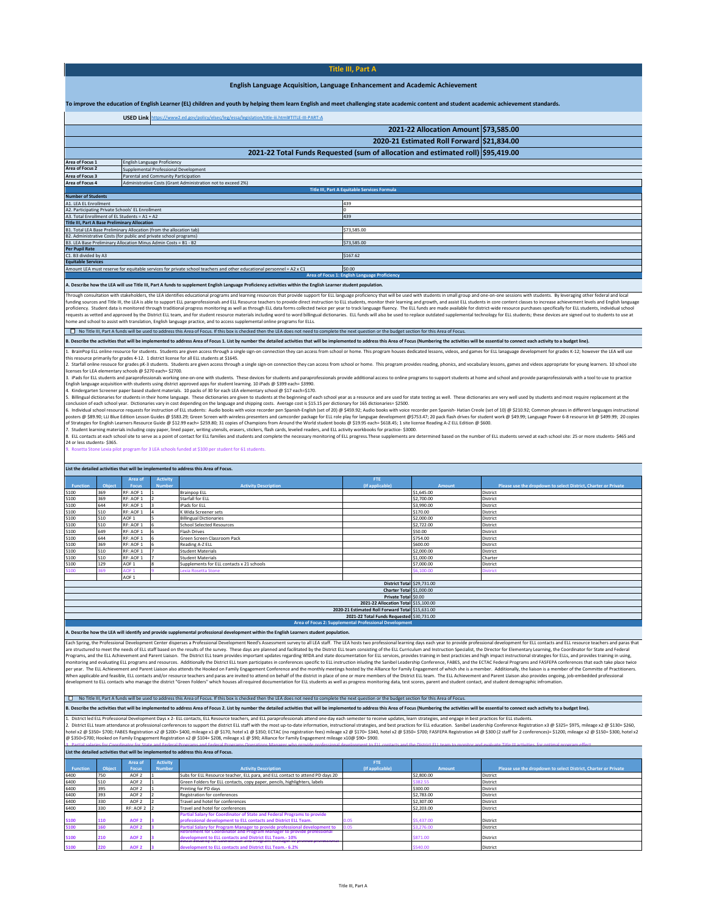# Title III, Part A

## English Language Acquisition, Language Enhancement and Academic Achievement

**To improve the education of English Learner (EL) children and youth by helping them learn English and meet challenging state academic content and student academic achievement standards.**

**USED Link** https://www2.ed.gov/policy/elsec/leg/essa/legislation/title-iii.html#TITLE-III-PART-A

| | |
|---|---|
| **2021-22 Allocation Amount** | **$73,585.00** |
| **2020-21 Estimated Roll Forward** | **$21,834.00** |
| **2021-22 Total Funds Requested (sum of allocation and estimated roll)** | **$95,419.00** |

| | |
|---|---|
| **Area of Focus 1** | English Language Proficiency |
| **Area of Focus 2** | Supplemental Professional Development |
| **Area of Focus 3** | Parental and Community Participation |
| **Area of Focus 4** | Administrative Costs (Grant Administration not to exceed 2%) |

**Title III, Part A Equitable Services Formula**

| | |
|---|---|
| **Number of Students** | |
| A1. LEA EL Enrollment | 439 |
| A2. Participating Private Schools' EL Enrollment | 0 |
| A3. Total Enrollment of EL Students = A1 + A2 | 439 |
| **Title III, Part A Base Preliminary Allocation** | |
| B1. Total LEA Base Preliminary Allocation (from the allocation tab) | $73,585.00 |
| B2. Administrative Costs (for public and private school programs) | |
| B3. LEA Base Preliminary Allocation Minus Admin Costs = B1 - B2 | $73,585.00 |
| **Per Pupil Rate** | |
| C1. B3 divided by A3 | $167.62 |
| **Equitable Services** | |
| Amount LEA must reserve for equitable services for private school teachers and other educational personnel = A2 x C1 | $0.00 |

### Area of Focus 1: English Language Proficiency

**A. Describe how the LEA will use Title III, Part A funds to supplement English Language Proficiency activities within the English Learner student population.**

Through consultation with stakeholders, the LEA identifies educational programs and learning resources that provide support for ELL language proficiency that will be used with students in small group and one-on-one sessions with students. By leveraging other federal and local funding sources and Title III, the LEA is able to support ELL paraprofessionals and ELL Resource teachers to provide direct instruction to ELL students, monitor their learning and growth, and assist ELL students in core content classes to increase achievement levels and English language proficiency. Student data is monitored through traditional progress monitoring as well as through ELL data forms collected twice per year to track language fluency. The ELL funds are made available for district-wide resource purchases specifically for ELL students, individual school requests as vetted and approved by the District ELL team, and for student resource materials including word to word bilingual dictionaries. ELL funds will also be used to replace outdated supplemental technology for ELL students; these devices are signed out to students to use at home and school to assist with translation, English language practice, and to access supplemental online programs for ELLs.

☐ No Title III, Part A funds will be used to address this Area of Focus. If this box is checked then the LEA does not need to complete the next question or the budget section for this Area of Focus.

**B. Describe the activities that will be implemented to address Area of Focus 1. List by number the detailed activities that will be implemented to address this Area of Focus (Numbering the activities will be essential to connect each activity to a budget line).**

1. BrainPop ELL online resource for students. Students are given access through a single sign-on connection they can access from school or home. This program houses dedicated lessons, videos, and games for ELL lanaguage development for grades K-12; however the LEA will use this resource primarily for grades 4-12. 1 district license for all ELL students at $1645.
2. Starfall online resouce for grades pK-3 students. Students are given access through a single sign-on connection they can access from school or home. This program provides reading, phonics, and vocabulary lessons, games and videos appropriate for young learners. 10 school site licenses for LEA elementary schools @ $270 each= $2700.
3. iPads for ELL students and paraprofessionals working one-on-one with students. These devices for students and paraprofessionals provide additional access to online programs to support students at home and school and provide paraprofessionals with a tool to use to practice English language acquisition with students using district approved apps for student learning. 10 iPads @ $399 each= $3990.
4. Kindergarten Screener paper based student materials. 10 packs of 30 for each LEA elementary school @ $17 each=$170.
5. Billingual dictionaries for students in their home language. These dictionaries are given to students at the beginning of each school year as a resource and are used for state testing as well. These dictionaries are very well used by students and most require replacement at the conclusion of each school year. Dictionaries vary in cost depending on the language and shipping costs. Average cost is $15.15 per dictionary for 165 dictionaries= $2500.
6. Individual school resource requests for instruction of ELL students: Audio books with voice recorder pen Spanish-English (set of 20) @ $459.92; Audio books with voice recorder pen Spanish- Hatian Creole (set of 10) @ $210.92; Common phrases in different languages instructional posters @ $89.90; LLI Blue Edition Lesson Guides @ $583.29; Green Screen with wireless presenters and camcorder package for ELL role play for language development @$753.47; 20 pack flash drives for student work @ $49.99; Language Power 6-8 resource kit @ $499.99; 20 copies of Strategies for English Learners Resource Guide @ $12.99 each= $259.80; 31 copies of Champions from Around the World student books @ $19.95 each= $618.45; 1 site license Reading A-Z ELL Edition @ $600.
7. Student learning materials including copy paper, lined paper, writing utensils, erasers, stickers, flash cards, leveled readers, and ELL activity workbooks for practice- $3000.
8. ELL contacts at each school site to serve as a point of contact for ELL families and students and complete the necessary monitoring of ELL progress.These supplements are determined based on the number of ELL students served at each school site: 25 or more students- $465 and 24 or less students- $365.
9. Rosetta Stone Lexia pilot program for 3 LEA schools funded at $100 per student for 61 students.

**List the detailed activities that will be implemented to address this Area of Focus.**

| Function | Object | Area of Focus | Activity Number | Activity Description | FTE (If applicable) | Amount | Please use the dropdown to select District, Charter or Private |
|---|---|---|---|---|---|---|---|
| 5100 | 369 | RF: AOF 1 | 1 | Brainpop ELL | | $1,645.00 | District |
| 5100 | 369 | RF: AOF 1 | 2 | Starfall for ELL | | $2,700.00 | District |
| 5100 | 644 | RF: AOF 1 | 3 | iPads for ELL | | $3,990.00 | District |
| 5100 | 510 | RF: AOF 1 | 4 | K Wida Screener sets | | $170.00 | District |
| 5100 | 510 | AOF 1 | 5 | Billingual Dictionaries | | $2,000.00 | District |
| 5100 | 510 | RF: AOF 1 | 6 | School Selected Resources | | $2,722.00 | District |
| 5100 | 649 | RF: AOF 1 | 6 | Flash Drives | | $50.00 | District |
| 5100 | 644 | RF: AOF 1 | 6 | Green Screen Classroom Pack | | $754.00 | District |
| 5100 | 369 | RF: AOF 1 | 6 | Reading A-Z ELL | | $600.00 | District |
| 5100 | 510 | RF: AOF 1 | 7 | Student Materials | | $2,000.00 | District |
| 5100 | 510 | RF: AOF 1 | 7 | Student Materials | | $1,000.00 | Charter |
| 5100 | 129 | AOF 1 | 8 | Supplements for ELL contacts x 21 schools | | $7,000.00 | District |
| 5100 | 369 | AOF 1 | 9 | Lexia Rosetta Stone | | $6,100.00 | District |
| | | AOF 1 | | | | | |
| | | | | | **District Total** | $29,731.00 | |
| | | | | | **Charter Total** | $1,000.00 | |
| | | | | | **Private Total** | $0.00 | |
| | | | | | **2021-22 Allocation Total** | $15,100.00 | |
| | | | | | **2020-21 Estimated Roll Forward Total** | $15,631.00 | |
| | | | | | **2021-22 Total Funds Requested** | $30,731.00 | |

### Area of Focus 2: Supplemental Professional Development

**A. Describe how the LEA will identify and provide supplemental professional development within the English Learners student population.**

Each Spring, the Professional Development Center disperses a Professional Development Need's Assessment survey to all LEA staff. The LEA hosts two professional learning days each year to provide professional development for ELL contacts and ELL resource teachers and paras that are structured to meet the needs of ELL staff based on the results of the survey. These days are planned and facilitated by the District ELL team consisting of the ELL Curriculum and Instruction Specialist, the Director for Elementary Learning, the Coordinator for State and Federal Programs, and the ELL Achievement and Parent Liaison. The District ELL team provides important updates regarding WIDA and state documentation for ELL services, provides training in best practices and high impact instructional strategies for ELLs, and provides training in using, monitoring and evaluating ELL programs and resources. Additionally the District ELL team participates in conferences specific to ELL instruction inluding the Sanibel Leadership Conference, FABES, and the ECTAC Federal Programs and FASFEPA conferences that each take place twice per year. The ELL Achievement and Parent Liaison also attends the Hooked on Family Engagement Conference and the monthly meetings hosted by the Alliance for Family Engagement of which she is a member. Additionally, the liaison is a member of the Committe of Practitioners. When applicable and feasible, ELL contacts and/or resource teachers and paras are invited to attend on behalf of the district in place of one or more members of the District ELL team. The ELL Achievement and Parent Llaison also provides ongoing, job-embedded professional development to ELL contacts who manage the district "Green Folders" which houses all required documentation for ELL students as well as progress monitoring data, test scores, parent and student contact, and student demographic infromation.

☐ No Title III, Part A funds will be used to address this Area of Focus. If this box is checked then the LEA does not need to complete the next question or the budget section for this Area of Focus.

**B. Describe the activities that will be implemented to address Area of Focus 2. List by number the detailed activities that will be implemented to address this Area of Focus (Numbering the activities will be essential to connect each activity to a budget line).**

1. District led ELL Professional Development Days x 2- ELL contacts, ELL Resource teachers, and ELL paraprofessionals attend one day each semester to receive updates, learn strategies, and engage in best practices for ELL students.
2. District ELL team attendance at professional conferences to support the district ELL staff with the most up-to-date information, instructional strategies, and best practices for ELL education. Sanibel Leadership Conference Registration x3 @ $325= $975, mileage x2 @ $130= $260, hotel x2 @ $350= $700; FABES Registration x2 @ $200= $400, mileage x1 @ $170, hotel x1 @ $350; ECTAC (no registration fees) mileage x2 @ $170= $340, hotel x2 @ $350= $700; FASFEPA Registration x4 @ $300 (2 staff for 2 conferences)= $1200, mileage x2 @ $150= $300, hotel x2 @ $350=$700; Hooked on Family Engagement Registration x2 @ $104= $208, mileage x1 @ $90; Alliance for Family Engagement mileage x10@ $90= $900.
3. Partial salaries for Coordinator for State and Federal Programs and Federal Programs Operations Manager who provide professional development to ELL contacts and the District ELL team to monitor and evaluate Title III activities for optimal program effect.

**List the detailed activities that will be implemented to address this Area of Focus.**

| Function | Object | Area of Focus | Activity Number | Activity Description | FTE (If applicable) | Amount | Please use the dropdown to select District, Charter or Private |
|---|---|---|---|---|---|---|---|
| 6400 | 750 | AOF 2 | 1 | Subs for ELL Resource teacher, ELL para, and ELL contact to attend PD days 20 | | $2,800.00 | District |
| 6400 | 510 | AOF 2 | 1 | Green Folders for ELL contacts, copy paper, pencils, highlighters, labels | | $382.55 | District |
| 6400 | 395 | AOF 2 | 1 | Printing for PD days | | $300.00 | District |
| 6400 | 393 | AOF 2 | 2 | Registration for conferences | | $2,783.00 | District |
| 6400 | 330 | AOF 2 | 2 | Travel and hotel for conferences | | $2,307.00 | District |
| 6400 | 330 | RF: AOF 2 | 2 | Travel and hotel for conferences | | $2,203.00 | District |
| 5100 | 110 | AOF 2 | 3 | Partial Salary for Coordinator of State and Federal Programs to provide professional development to ELL contacts and District ELL Team. | 0.05 | $5,437.00 | District |
| 5100 | 160 | AOF 2 | 3 | Partial Salary for Program Manager to provide professional development to | 0.05 | $3,276.00 | District |
| 5100 | 210 | AOF 2 | 3 | Retirement for Coordinator and Program Manager to provide professional development to ELL contacts and District ELL Team.- 10% | | $871.00 | District |
| 5100 | 220 | AOF 2 | 3 | Social Security for Coordinator and Program Manager to provide professional development to ELL contacts and District ELL Team.- 6.2% | | $540.00 | District |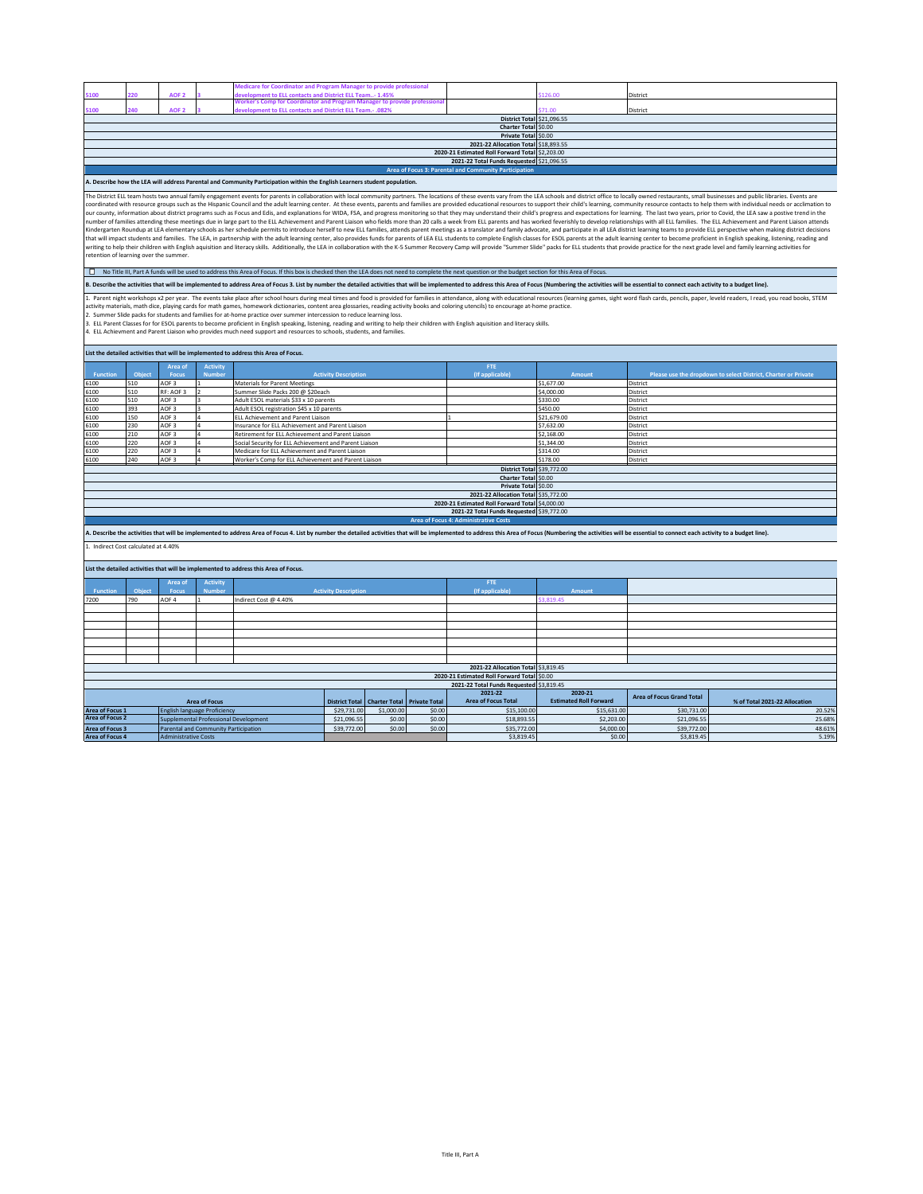| Function | Object | Area of Focus | Activity Number | Activity Description | FTE (If applicable) | Amount | |
|---|---|---|---|---|---|---|---|
| 5100 | 220 | AOF 2 | 3 | Medicare for Coordinator and Program Manager to provide professional development to ELL contacts and District ELL Team..- 1.45% | | $126.00 | District |
| 5100 | 240 | AOF 2 | 3 | Worker's Comp for Coordinator and Program Manager to provide professional development to ELL contacts and District ELL Team.- .082% | | $71.00 | District |

| | |
|---|---|
| District Total | $21,096.55 |
| Charter Total | $0.00 |
| Private Total | $0.00 |
| 2021-22 Allocation Total | $18,893.55 |
| 2020-21 Estimated Roll Forward Total | $2,203.00 |
| 2021-22 Total Funds Requested | $21,096.55 |

## Area of Focus 3: Parental and Community Participation

**A. Describe how the LEA will address Parental and Community Participation within the English Learners student population.**

The District ELL team hosts two annual family engagement events for parents in collaboration with local community partners. The locations of these events vary from the LEA schools and district office to locally owned restaurants, small businesses and public libraries. Events are coordinated with resource groups such as the Hispanic Council and the adult learning center. At these events, parents and families are provided educational resources to support their child's learning, community resource contacts to help them with individual needs or acclimation to our county, information about district programs such as Focus and Edis, and explanations for WIDA, FSA, and progress monitoring so that they may understand their child's progress and expectations for learning. The last two years, prior to Covid, the LEA saw a postive trend in the number of families attending these meetings due in large part to the ELL Achievement and Parent Liaison who fields more than 20 calls a week from ELL parents and has worked feverishly to develop relationships with all ELL families. The ELL Achievement and Parent Liaison attends Kindergarten Roundup at LEA elementary schools as her schedule permits to introduce herself to new ELL families, attends parent meetings as a translator and family advocate, and participate in all LEA district learning teams to provide ELL perspective when making district decisions that will impact students and families. The LEA, in partnership with the adult learning center, also provides funds for parents of LEA ELL students to complete English classes for ESOL parents at the adult learning center to become proficient in English speaking, listening, reading and writing to help their children with English aquisition and literacy skills. Additionally, the LEA in collaboration with the K-5 Summer Recovery Camp will provide "Summer Slide" packs for ELL students that provide practice for the next grade level and family learning activities for retention of learning over the summer.

☐ No Title III, Part A funds will be used to address this Area of Focus. If this box is checked then the LEA does not need to complete the next question or the budget section for this Area of Focus.

**B. Describe the activities that will be implemented to address Area of Focus 3. List by number the detailed activities that will be implemented to address this Area of Focus (Numbering the activities will be essential to connect each activity to a budget line).**

1. Parent night workshops x2 per year. The events take place after school hours during meal times and food is provided for families in attendance, along with educational resources (learning games, sight word flash cards, pencils, paper, leveld readers, I read, you read books, STEM activity materials, math dice, playing cards for math games, homework dictionaries, content area glossaries, reading activity books and coloring utencils) to encourage at-home practice.
2. Summer Slide packs for students and families for at-home practice over summer intercession to reduce learning loss.
3. ELL Parent Classes for for ESOL parents to become proficient in English speaking, listening, reading and writing to help their children with English aquisition and literacy skills.
4. ELL Achievment and Parent Liaison who provides much need support and resources to schools, students, and families.

**List the detailed activities that will be implemented to address this Area of Focus.**

| Function | Object | Area of Focus | Activity Number | Activity Description | FTE (If applicable) | Amount | Please use the dropdown to select District, Charter or Private |
|---|---|---|---|---|---|---|---|
| 6100 | 510 | AOF 3 | 1 | Materials for Parent Meetings | | $1,677.00 | District |
| 6100 | 510 | RF: AOF 3 | 2 | Summer Slide Packs 200 @ $20each | | $4,000.00 | District |
| 6100 | 510 | AOF 3 | 3 | Adult ESOL materials $33 x 10 parents | | $330.00 | District |
| 6100 | 393 | AOF 3 | 3 | Adult ESOL registration $45 x 10 parents | | $450.00 | District |
| 6100 | 150 | AOF 3 | 4 | ELL Achievement and Parent Liaison | 1 | $21,679.00 | District |
| 6100 | 230 | AOF 3 | 4 | Insurance for ELL Achievement and Parent Liaison | | $7,632.00 | District |
| 6100 | 210 | AOF 3 | 4 | Retirement for ELL Achievement and Parent Liaison | | $2,168.00 | District |
| 6100 | 220 | AOF 3 | 4 | Social Security for ELL Achievement and Parent Liaison | | $1,344.00 | District |
| 6100 | 220 | AOF 3 | 4 | Medicare for ELL Achievement and Parent Liaison | | $314.00 | District |
| 6100 | 240 | AOF 3 | 4 | Worker's Comp for ELL Achievement and Parent Liaison | | $178.00 | District |

| | |
|---|---|
| District Total | $39,772.00 |
| Charter Total | $0.00 |
| Private Total | $0.00 |
| 2021-22 Allocation Total | $35,772.00 |
| 2020-21 Estimated Roll Forward Total | $4,000.00 |
| 2021-22 Total Funds Requested | $39,772.00 |

## Area of Focus 4: Administrative Costs

**A. Describe the activities that will be implemented to address Area of Focus 4. List by number the detailed activities that will be implemented to address this Area of Focus (Numbering the activities will be essential to connect each activity to a budget line).**

1. Indirect Cost calculated at 4.40%

**List the detailed activities that will be implemented to address this Area of Focus.**

| Function | Object | Area of Focus | Activity Number | Activity Description | FTE (If applicable) | Amount | |
|---|---|---|---|---|---|---|---|
| 7200 | 790 | AOF 4 | 1 | Indirect Cost @ 4.40% | | $3,819.45 | |

| | |
|---|---|
| 2021-22 Allocation Total | $3,819.45 |
| 2020-21 Estimated Roll Forward Total | $0.00 |
| 2021-22 Total Funds Requested | $3,819.45 |

| | Area of Focus | District Total | Charter Total | Private Total | 2021-22 Area of Focus Total | 2020-21 Estimated Roll Forward | Area of Focus Grand Total | % of Total 2021-22 Allocation |
|---|---|---|---|---|---|---|---|---|
| Area of Focus 1 | English language Proficiency | $29,731.00 | $1,000.00 | $0.00 | $15,100.00 | $15,631.00 | $30,731.00 | 20.52% |
| Area of Focus 2 | Supplemental Professional Development | $21,096.55 | $0.00 | $0.00 | $18,893.55 | $2,203.00 | $21,096.55 | 25.68% |
| Area of Focus 3 | Parental and Community Participation | $39,772.00 | $0.00 | $0.00 | $35,772.00 | $4,000.00 | $39,772.00 | 48.61% |
| Area of Focus 4 | Administrative Costs | | | | $3,819.45 | $0.00 | $3,819.45 | 5.19% |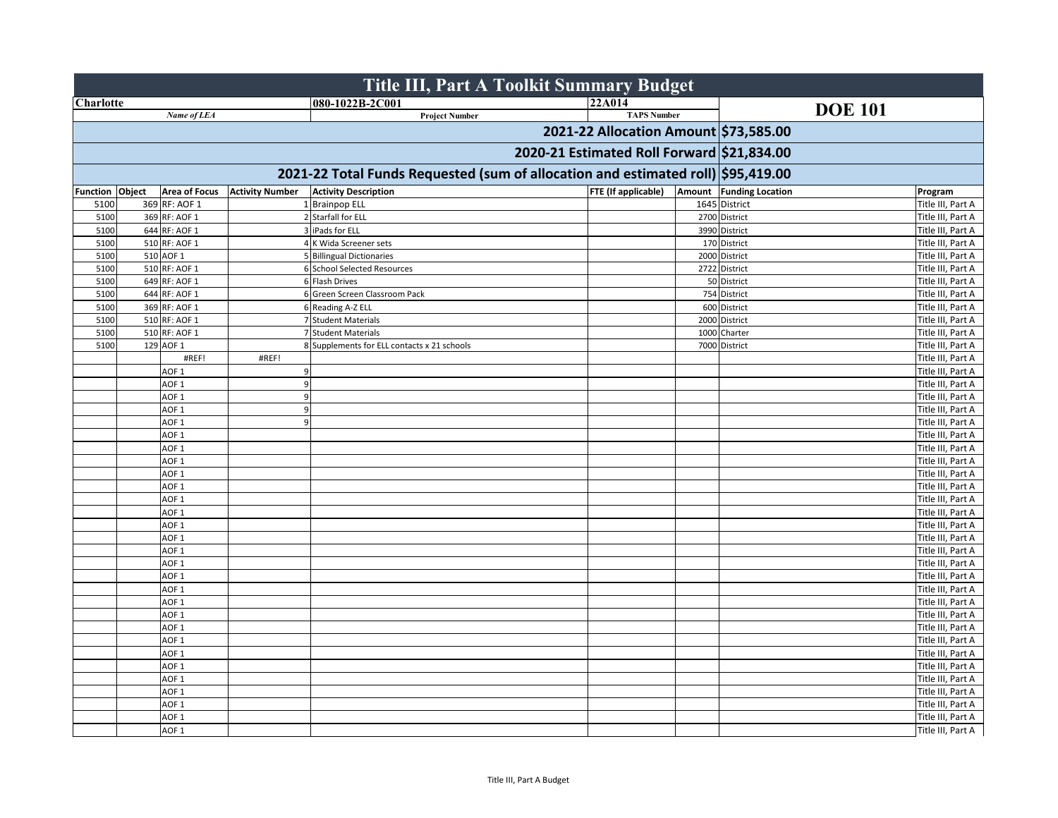# Title III, Part A Toolkit Summary Budget

| Charlotte | | 080-1022B-2C001 | 22A014 | DOE 101 |
|---|---|---|---|---|
| *Name of LEA* | | Project Number | TAPS Number | |

**2021-22 Allocation Amount $73,585.00**

**2020-21 Estimated Roll Forward $21,834.00**

**2021-22 Total Funds Requested (sum of allocation and estimated roll) $95,419.00**

| Function | Object | Area of Focus | Activity Number | Activity Description | FTE (If applicable) | Amount | Funding Location | Program |
|---|---|---|---|---|---|---|---|---|
| 5100 | 369 | RF: AOF 1 | 1 | Brainpop ELL | | 1645 | District | Title III, Part A |
| 5100 | 369 | RF: AOF 1 | 2 | Starfall for ELL | | 2700 | District | Title III, Part A |
| 5100 | 644 | RF: AOF 1 | 3 | iPads for ELL | | 3990 | District | Title III, Part A |
| 5100 | 510 | RF: AOF 1 | 4 | K Wida Screener sets | | 170 | District | Title III, Part A |
| 5100 | 510 | AOF 1 | 5 | Billingual Dictionaries | | 2000 | District | Title III, Part A |
| 5100 | 510 | RF: AOF 1 | 6 | School Selected Resources | | 2722 | District | Title III, Part A |
| 5100 | 649 | RF: AOF 1 | 6 | Flash Drives | | 50 | District | Title III, Part A |
| 5100 | 644 | RF: AOF 1 | 6 | Green Screen Classroom Pack | | 754 | District | Title III, Part A |
| 5100 | 369 | RF: AOF 1 | 6 | Reading A-Z ELL | | 600 | District | Title III, Part A |
| 5100 | 510 | RF: AOF 1 | 7 | Student Materials | | 2000 | District | Title III, Part A |
| 5100 | 510 | RF: AOF 1 | 7 | Student Materials | | 1000 | Charter | Title III, Part A |
| 5100 | 129 | AOF 1 | 8 | Supplements for ELL contacts x 21 schools | | 7000 | District | Title III, Part A |
| | | #REF! | #REF! | | | | | Title III, Part A |
| | | AOF 1 | 9 | | | | | Title III, Part A |
| | | AOF 1 | 9 | | | | | Title III, Part A |
| | | AOF 1 | 9 | | | | | Title III, Part A |
| | | AOF 1 | 9 | | | | | Title III, Part A |
| | | AOF 1 | 9 | | | | | Title III, Part A |
| | | AOF 1 | | | | | | Title III, Part A |
| | | AOF 1 | | | | | | Title III, Part A |
| | | AOF 1 | | | | | | Title III, Part A |
| | | AOF 1 | | | | | | Title III, Part A |
| | | AOF 1 | | | | | | Title III, Part A |
| | | AOF 1 | | | | | | Title III, Part A |
| | | AOF 1 | | | | | | Title III, Part A |
| | | AOF 1 | | | | | | Title III, Part A |
| | | AOF 1 | | | | | | Title III, Part A |
| | | AOF 1 | | | | | | Title III, Part A |
| | | AOF 1 | | | | | | Title III, Part A |
| | | AOF 1 | | | | | | Title III, Part A |
| | | AOF 1 | | | | | | Title III, Part A |
| | | AOF 1 | | | | | | Title III, Part A |
| | | AOF 1 | | | | | | Title III, Part A |
| | | AOF 1 | | | | | | Title III, Part A |
| | | AOF 1 | | | | | | Title III, Part A |
| | | AOF 1 | | | | | | Title III, Part A |
| | | AOF 1 | | | | | | Title III, Part A |
| | | AOF 1 | | | | | | Title III, Part A |
| | | AOF 1 | | | | | | Title III, Part A |
| | | AOF 1 | | | | | | Title III, Part A |
| | | AOF 1 | | | | | | Title III, Part A |
| | | AOF 1 | | | | | | Title III, Part A |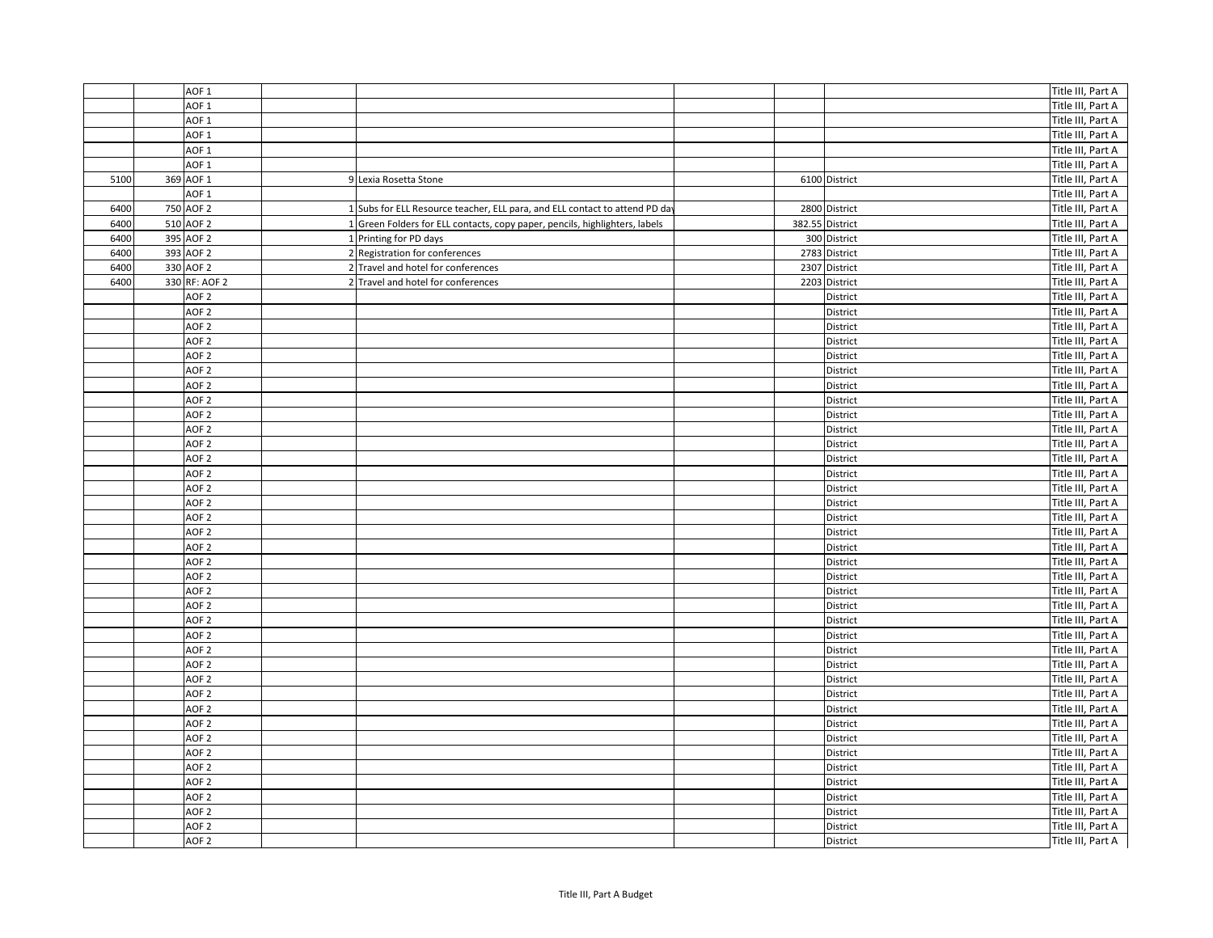| | | | | | | | | |
|---|---|---|---|---|---|---|---|---|
| | | AOF 1 | | | | | | Title III, Part A |
| | | AOF 1 | | | | | | Title III, Part A |
| | | AOF 1 | | | | | | Title III, Part A |
| | | AOF 1 | | | | | | Title III, Part A |
| | | AOF 1 | | | | | | Title III, Part A |
| | | AOF 1 | | | | | | Title III, Part A |
| 5100 | 369 | AOF 1 | 9 | Lexia Rosetta Stone | | 6100 | District | Title III, Part A |
| | | AOF 1 | | | | | | Title III, Part A |
| 6400 | 750 | AOF 2 | 1 | Subs for ELL Resource teacher, ELL para, and ELL contact to attend PD day | | 2800 | District | Title III, Part A |
| 6400 | 510 | AOF 2 | 1 | Green Folders for ELL contacts, copy paper, pencils, highlighters, labels | | 382.55 | District | Title III, Part A |
| 6400 | 395 | AOF 2 | 1 | Printing for PD days | | 300 | District | Title III, Part A |
| 6400 | 393 | AOF 2 | 2 | Registration for conferences | | 2783 | District | Title III, Part A |
| 6400 | 330 | AOF 2 | 2 | Travel and hotel for conferences | | 2307 | District | Title III, Part A |
| 6400 | 330 | RF: AOF 2 | 2 | Travel and hotel for conferences | | 2203 | District | Title III, Part A |
| | | AOF 2 | | | | | District | Title III, Part A |
| | | AOF 2 | | | | | District | Title III, Part A |
| | | AOF 2 | | | | | District | Title III, Part A |
| | | AOF 2 | | | | | District | Title III, Part A |
| | | AOF 2 | | | | | District | Title III, Part A |
| | | AOF 2 | | | | | District | Title III, Part A |
| | | AOF 2 | | | | | District | Title III, Part A |
| | | AOF 2 | | | | | District | Title III, Part A |
| | | AOF 2 | | | | | District | Title III, Part A |
| | | AOF 2 | | | | | District | Title III, Part A |
| | | AOF 2 | | | | | District | Title III, Part A |
| | | AOF 2 | | | | | District | Title III, Part A |
| | | AOF 2 | | | | | District | Title III, Part A |
| | | AOF 2 | | | | | District | Title III, Part A |
| | | AOF 2 | | | | | District | Title III, Part A |
| | | AOF 2 | | | | | District | Title III, Part A |
| | | AOF 2 | | | | | District | Title III, Part A |
| | | AOF 2 | | | | | District | Title III, Part A |
| | | AOF 2 | | | | | District | Title III, Part A |
| | | AOF 2 | | | | | District | Title III, Part A |
| | | AOF 2 | | | | | District | Title III, Part A |
| | | AOF 2 | | | | | District | Title III, Part A |
| | | AOF 2 | | | | | District | Title III, Part A |
| | | AOF 2 | | | | | District | Title III, Part A |
| | | AOF 2 | | | | | District | Title III, Part A |
| | | AOF 2 | | | | | District | Title III, Part A |
| | | AOF 2 | | | | | District | Title III, Part A |
| | | AOF 2 | | | | | District | Title III, Part A |
| | | AOF 2 | | | | | District | Title III, Part A |
| | | AOF 2 | | | | | District | Title III, Part A |
| | | AOF 2 | | | | | District | Title III, Part A |
| | | AOF 2 | | | | | District | Title III, Part A |
| | | AOF 2 | | | | | District | Title III, Part A |
| | | AOF 2 | | | | | District | Title III, Part A |
| | | AOF 2 | | | | | District | Title III, Part A |
| | | AOF 2 | | | | | District | Title III, Part A |
| | | AOF 2 | | | | | District | Title III, Part A |
| | | AOF 2 | | | | | District | Title III, Part A |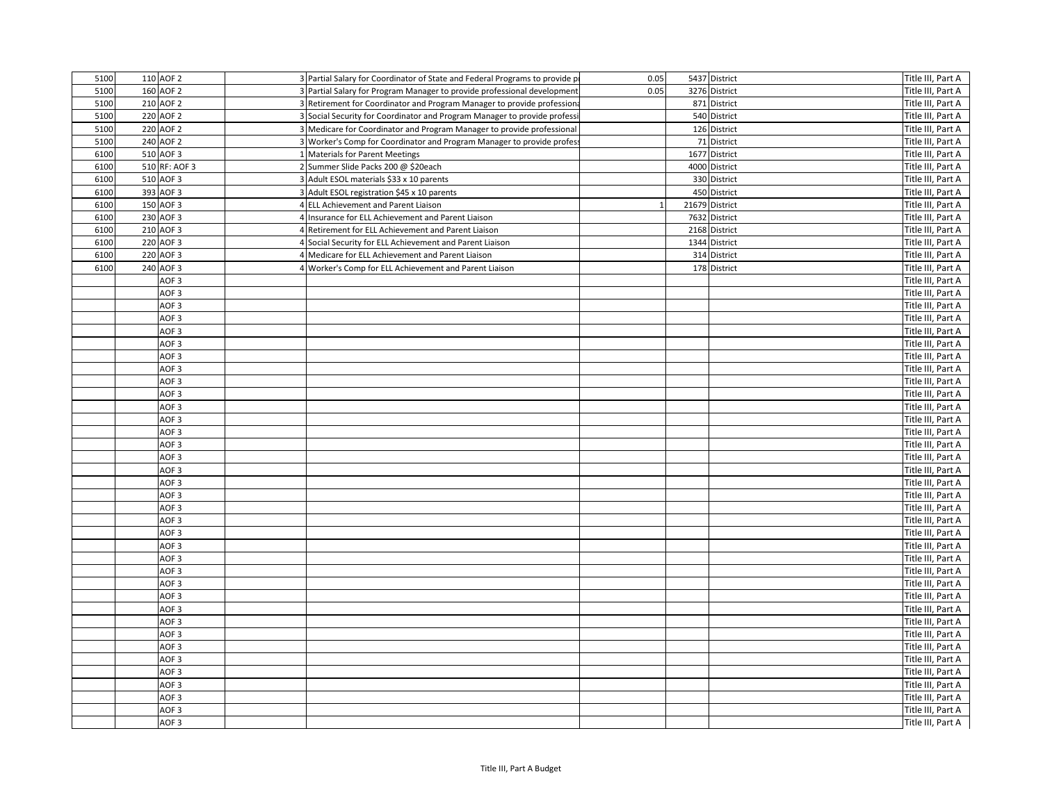| | | | | | | | | |
|---|---|---|---|---|---|---|---|---|
| 5100 | 110 | AOF 2 | | 3 | Partial Salary for Coordinator of State and Federal Programs to provide p | 0.05 | 5437 | District | Title III, Part A |
| 5100 | 160 | AOF 2 | | 3 | Partial Salary for Program Manager to provide professional development | 0.05 | 3276 | District | Title III, Part A |
| 5100 | 210 | AOF 2 | | 3 | Retirement for Coordinator and Program Manager to provide professiona | | 871 | District | Title III, Part A |
| 5100 | 220 | AOF 2 | | 3 | Social Security for Coordinator and Program Manager to provide professi | | 540 | District | Title III, Part A |
| 5100 | 220 | AOF 2 | | 3 | Medicare for Coordinator and Program Manager to provide professional | | 126 | District | Title III, Part A |
| 5100 | 240 | AOF 2 | | 3 | Worker's Comp for Coordinator and Program Manager to provide profess | | 71 | District | Title III, Part A |
| 6100 | 510 | AOF 3 | | 1 | Materials for Parent Meetings | | 1677 | District | Title III, Part A |
| 6100 | 510 | RF: AOF 3 | | 2 | Summer Slide Packs 200 @ $20each | | 4000 | District | Title III, Part A |
| 6100 | 510 | AOF 3 | | 3 | Adult ESOL materials $33 x 10 parents | | 330 | District | Title III, Part A |
| 6100 | 393 | AOF 3 | | 3 | Adult ESOL registration $45 x 10 parents | | 450 | District | Title III, Part A |
| 6100 | 150 | AOF 3 | | 4 | ELL Achievement and Parent Liaison | 1 | 21679 | District | Title III, Part A |
| 6100 | 230 | AOF 3 | | 4 | Insurance for ELL Achievement and Parent Liaison | | 7632 | District | Title III, Part A |
| 6100 | 210 | AOF 3 | | 4 | Retirement for ELL Achievement and Parent Liaison | | 2168 | District | Title III, Part A |
| 6100 | 220 | AOF 3 | | 4 | Social Security for ELL Achievement and Parent Liaison | | 1344 | District | Title III, Part A |
| 6100 | 220 | AOF 3 | | 4 | Medicare for ELL Achievement and Parent Liaison | | 314 | District | Title III, Part A |
| 6100 | 240 | AOF 3 | | 4 | Worker's Comp for ELL Achievement and Parent Liaison | | 178 | District | Title III, Part A |
| | | AOF 3 | | | | | | | Title III, Part A |
| | | AOF 3 | | | | | | | Title III, Part A |
| | | AOF 3 | | | | | | | Title III, Part A |
| | | AOF 3 | | | | | | | Title III, Part A |
| | | AOF 3 | | | | | | | Title III, Part A |
| | | AOF 3 | | | | | | | Title III, Part A |
| | | AOF 3 | | | | | | | Title III, Part A |
| | | AOF 3 | | | | | | | Title III, Part A |
| | | AOF 3 | | | | | | | Title III, Part A |
| | | AOF 3 | | | | | | | Title III, Part A |
| | | AOF 3 | | | | | | | Title III, Part A |
| | | AOF 3 | | | | | | | Title III, Part A |
| | | AOF 3 | | | | | | | Title III, Part A |
| | | AOF 3 | | | | | | | Title III, Part A |
| | | AOF 3 | | | | | | | Title III, Part A |
| | | AOF 3 | | | | | | | Title III, Part A |
| | | AOF 3 | | | | | | | Title III, Part A |
| | | AOF 3 | | | | | | | Title III, Part A |
| | | AOF 3 | | | | | | | Title III, Part A |
| | | AOF 3 | | | | | | | Title III, Part A |
| | | AOF 3 | | | | | | | Title III, Part A |
| | | AOF 3 | | | | | | | Title III, Part A |
| | | AOF 3 | | | | | | | Title III, Part A |
| | | AOF 3 | | | | | | | Title III, Part A |
| | | AOF 3 | | | | | | | Title III, Part A |
| | | AOF 3 | | | | | | | Title III, Part A |
| | | AOF 3 | | | | | | | Title III, Part A |
| | | AOF 3 | | | | | | | Title III, Part A |
| | | AOF 3 | | | | | | | Title III, Part A |
| | | AOF 3 | | | | | | | Title III, Part A |
| | | AOF 3 | | | | | | | Title III, Part A |
| | | AOF 3 | | | | | | | Title III, Part A |
| | | AOF 3 | | | | | | | Title III, Part A |
| | | AOF 3 | | | | | | | Title III, Part A |
| | | AOF 3 | | | | | | | Title III, Part A |

Title III, Part A Budget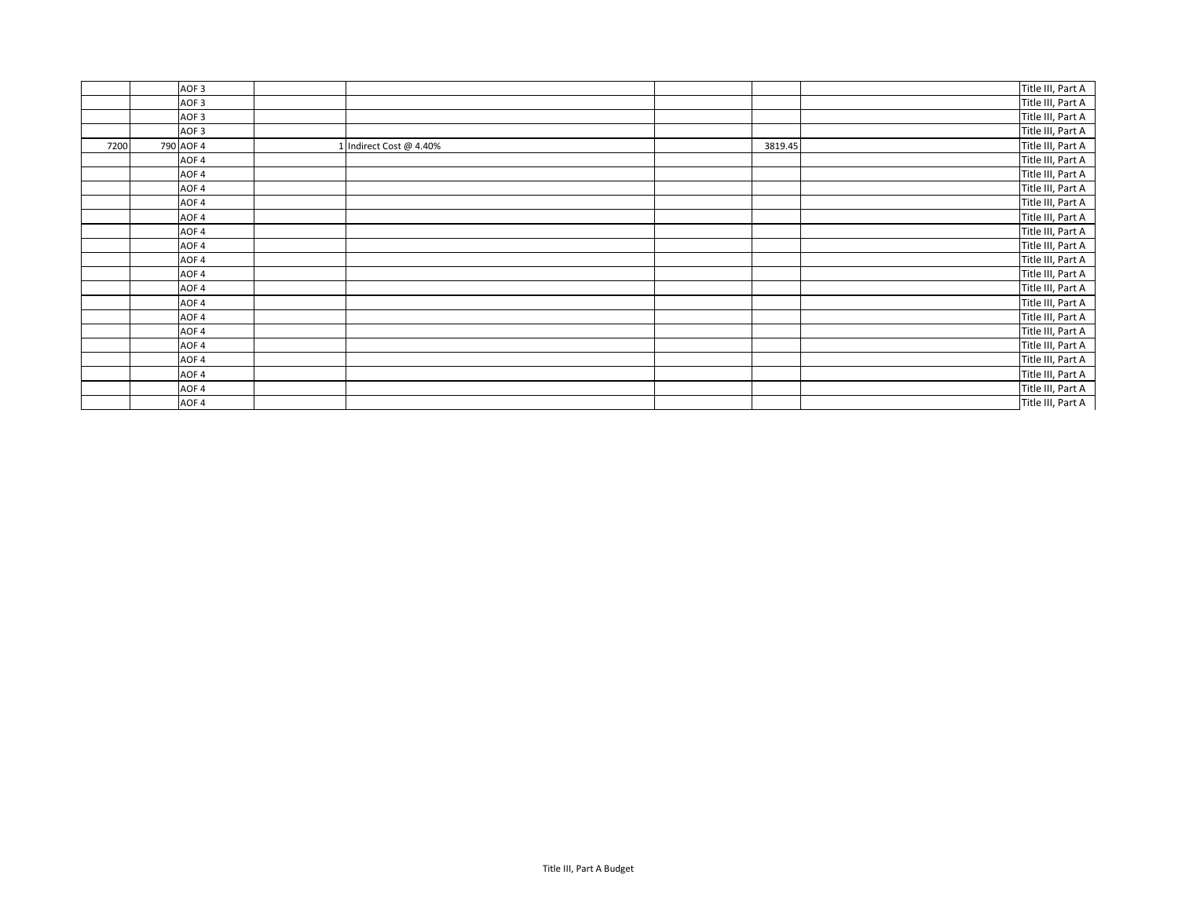| | | | | | | | | |
|---|---|---|---|---|---|---|---|---|
| | | AOF 3 | | | | | | Title III, Part A |
| | | AOF 3 | | | | | | Title III, Part A |
| | | AOF 3 | | | | | | Title III, Part A |
| | | AOF 3 | | | | | | Title III, Part A |
| 7200 | 790 | AOF 4 | 1 | Indirect Cost @ 4.40% | | 3819.45 | | Title III, Part A |
| | | AOF 4 | | | | | | Title III, Part A |
| | | AOF 4 | | | | | | Title III, Part A |
| | | AOF 4 | | | | | | Title III, Part A |
| | | AOF 4 | | | | | | Title III, Part A |
| | | AOF 4 | | | | | | Title III, Part A |
| | | AOF 4 | | | | | | Title III, Part A |
| | | AOF 4 | | | | | | Title III, Part A |
| | | AOF 4 | | | | | | Title III, Part A |
| | | AOF 4 | | | | | | Title III, Part A |
| | | AOF 4 | | | | | | Title III, Part A |
| | | AOF 4 | | | | | | Title III, Part A |
| | | AOF 4 | | | | | | Title III, Part A |
| | | AOF 4 | | | | | | Title III, Part A |
| | | AOF 4 | | | | | | Title III, Part A |
| | | AOF 4 | | | | | | Title III, Part A |
| | | AOF 4 | | | | | | Title III, Part A |
| | | AOF 4 | | | | | | Title III, Part A |
| | | AOF 4 | | | | | | Title III, Part A |

Title III, Part A Budget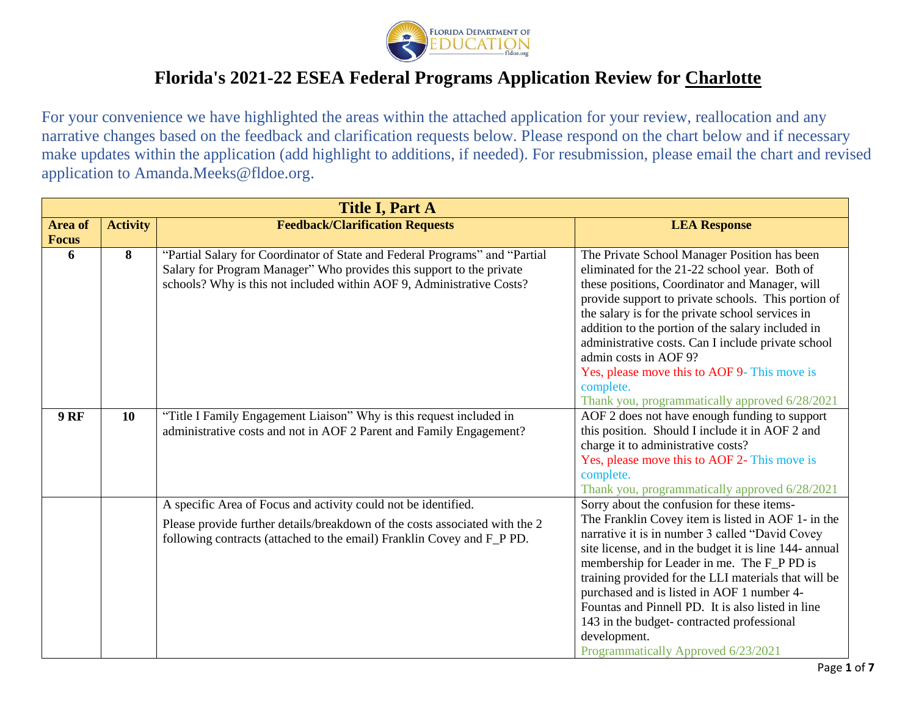# Florida's 2021-22 ESEA Federal Programs Application Review for Charlotte

For your convenience we have highlighted the areas within the attached application for your review, reallocation and any narrative changes based on the feedback and clarification requests below. Please respond on the chart below and if necessary make updates within the application (add highlight to additions, if needed). For resubmission, please email the chart and revised application to Amanda.Meeks@fldoe.org.

| Title I, Part A | | | |
|---|---|---|---|
| **Area of Focus** | **Activity** | **Feedback/Clarification Requests** | **LEA Response** |
| **6** | **8** | "Partial Salary for Coordinator of State and Federal Programs" and "Partial Salary for Program Manager" Who provides this support to the private schools? Why is this not included within AOF 9, Administrative Costs? | The Private School Manager Position has been eliminated for the 21-22 school year. Both of these positions, Coordinator and Manager, will provide support to private schools. This portion of the salary is for the private school services in addition to the portion of the salary included in administrative costs. Can I include private school admin costs in AOF 9?<br>Yes, please move this to AOF 9- This move is complete.<br>Thank you, programmatically approved 6/28/2021 |
| **9 RF** | **10** | "Title I Family Engagement Liaison" Why is this request included in administrative costs and not in AOF 2 Parent and Family Engagement? | AOF 2 does not have enough funding to support this position. Should I include it in AOF 2 and charge it to administrative costs?<br>Yes, please move this to AOF 2- This move is complete.<br>Thank you, programmatically approved 6/28/2021 |
| | | A specific Area of Focus and activity could not be identified.<br>Please provide further details/breakdown of the costs associated with the 2 following contracts (attached to the email) Franklin Covey and F_P PD. | Sorry about the confusion for these items-<br>The Franklin Covey item is listed in AOF 1- in the narrative it is in number 3 called "David Covey site license, and in the budget it is line 144- annual membership for Leader in me. The F_P PD is training provided for the LLI materials that will be purchased and is listed in AOF 1 number 4- Fountas and Pinnell PD. It is also listed in line 143 in the budget- contracted professional development.<br>Programmatically Approved 6/23/2021 |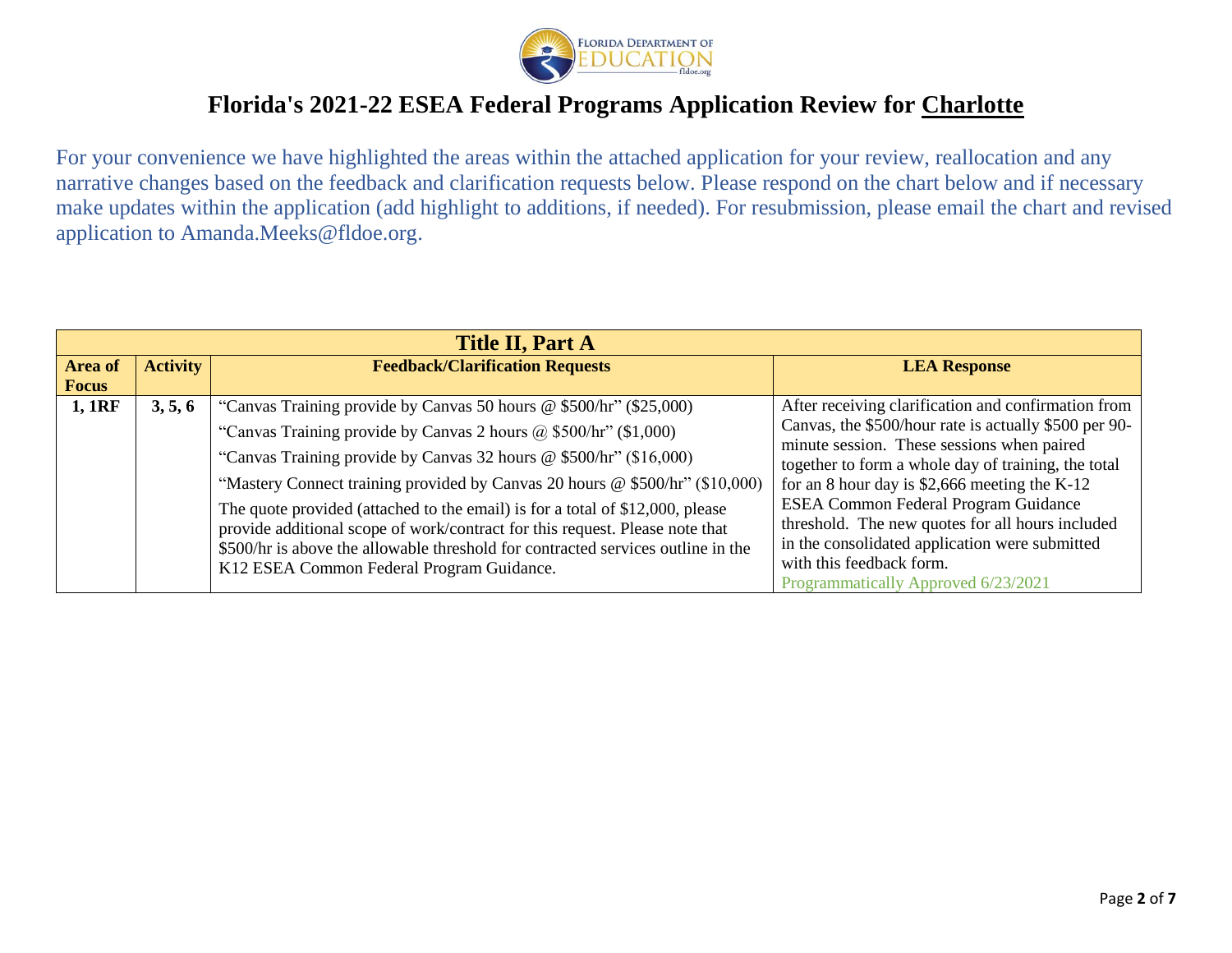# Florida's 2021-22 ESEA Federal Programs Application Review for Charlotte

For your convenience we have highlighted the areas within the attached application for your review, reallocation and any narrative changes based on the feedback and clarification requests below. Please respond on the chart below and if necessary make updates within the application (add highlight to additions, if needed). For resubmission, please email the chart and revised application to Amanda.Meeks@fldoe.org.

| Title II, Part A | | | |
|---|---|---|---|
| **Area of Focus** | **Activity** | **Feedback/Clarification Requests** | **LEA Response** |
| **1, 1RF** | **3, 5, 6** | "Canvas Training provide by Canvas 50 hours @ $500/hr" ($25,000)<br>"Canvas Training provide by Canvas 2 hours @ $500/hr" ($1,000)<br>"Canvas Training provide by Canvas 32 hours @ $500/hr" ($16,000)<br>"Mastery Connect training provided by Canvas 20 hours @ $500/hr" ($10,000)<br>The quote provided (attached to the email) is for a total of $12,000, please provide additional scope of work/contract for this request. Please note that $500/hr is above the allowable threshold for contracted services outline in the K12 ESEA Common Federal Program Guidance. | After receiving clarification and confirmation from Canvas, the $500/hour rate is actually $500 per 90-minute session. These sessions when paired together to form a whole day of training, the total for an 8 hour day is $2,666 meeting the K-12 ESEA Common Federal Program Guidance threshold. The new quotes for all hours included in the consolidated application were submitted with this feedback form.<br>Programmatically Approved 6/23/2021 |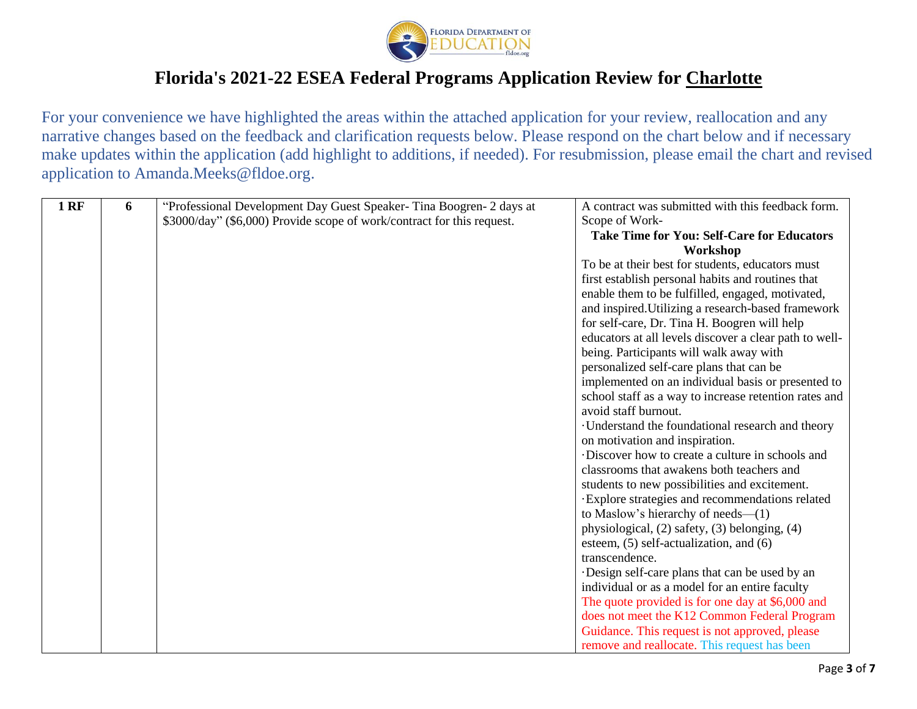Florida Department of Education

# Florida's 2021-22 ESEA Federal Programs Application Review for Charlotte

For your convenience we have highlighted the areas within the attached application for your review, reallocation and any narrative changes based on the feedback and clarification requests below. Please respond on the chart below and if necessary make updates within the application (add highlight to additions, if needed). For resubmission, please email the chart and revised application to Amanda.Meeks@fldoe.org.

| | | | |
|---|---|---|---|
| **1 RF** | **6** | "Professional Development Day Guest Speaker- Tina Boogren- 2 days at $3000/day" ($6,000) Provide scope of work/contract for this request. | A contract was submitted with this feedback form.<br>Scope of Work-<br>**Take Time for You: Self-Care for Educators Workshop**<br>To be at their best for students, educators must first establish personal habits and routines that enable them to be fulfilled, engaged, motivated, and inspired.Utilizing a research-based framework for self-care, Dr. Tina H. Boogren will help educators at all levels discover a clear path to well-being. Participants will walk away with personalized self-care plans that can be implemented on an individual basis or presented to school staff as a way to increase retention rates and avoid staff burnout.<br>·Understand the foundational research and theory on motivation and inspiration.<br>·Discover how to create a culture in schools and classrooms that awakens both teachers and students to new possibilities and excitement.<br>·Explore strategies and recommendations related to Maslow's hierarchy of needs—(1) physiological, (2) safety, (3) belonging, (4) esteem, (5) self-actualization, and (6) transcendence.<br>·Design self-care plans that can be used by an individual or as a model for an entire faculty<br>The quote provided is for one day at $6,000 and does not meet the K12 Common Federal Program Guidance. This request is not approved, please remove and reallocate. This request has been |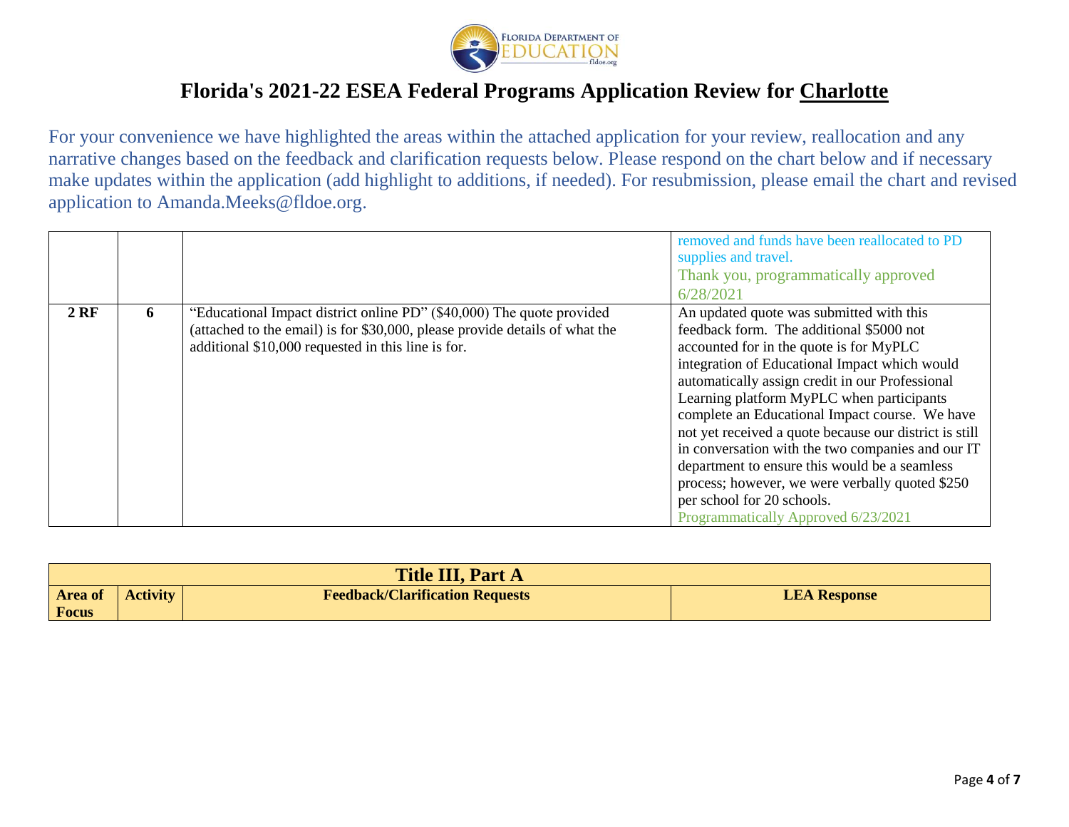# Florida's 2021-22 ESEA Federal Programs Application Review for Charlotte

For your convenience we have highlighted the areas within the attached application for your review, reallocation and any narrative changes based on the feedback and clarification requests below. Please respond on the chart below and if necessary make updates within the application (add highlight to additions, if needed). For resubmission, please email the chart and revised application to Amanda.Meeks@fldoe.org.

| | | | |
|---|---|---|---|
| | | | removed and funds have been reallocated to PD supplies and travel. Thank you, programmatically approved 6/28/2021 |
| **2 RF** | **6** | "Educational Impact district online PD" ($40,000) The quote provided (attached to the email) is for $30,000, please provide details of what the additional $10,000 requested in this line is for. | An updated quote was submitted with this feedback form. The additional $5000 not accounted for in the quote is for MyPLC integration of Educational Impact which would automatically assign credit in our Professional Learning platform MyPLC when participants complete an Educational Impact course. We have not yet received a quote because our district is still in conversation with the two companies and our IT department to ensure this would be a seamless process; however, we were verbally quoted $250 per school for 20 schools. Programmatically Approved 6/23/2021 |

| **Title III, Part A** | | | |
|---|---|---|---|
| **Area of Focus** | **Activity** | **Feedback/Clarification Requests** | **LEA Response** |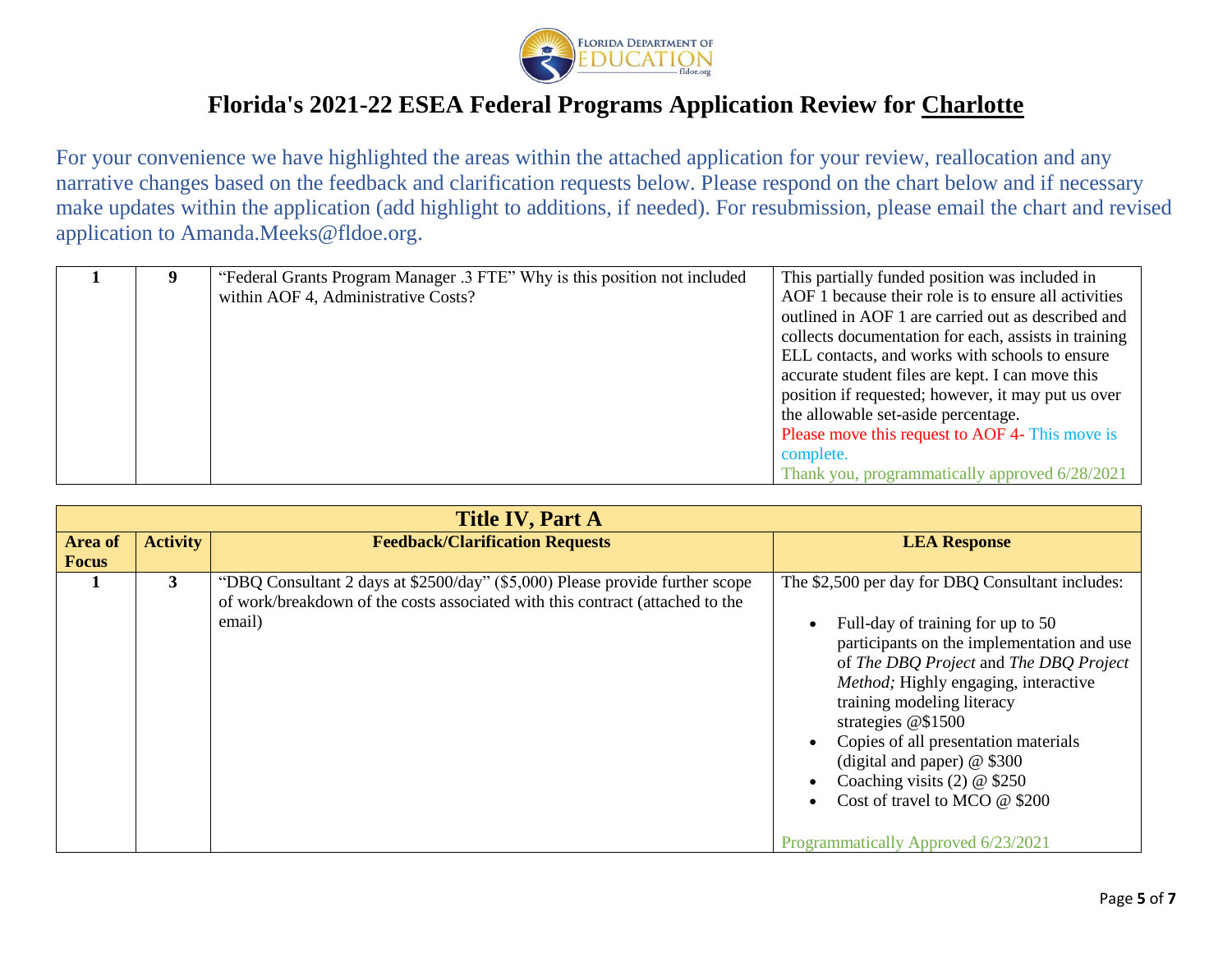# Florida's 2021-22 ESEA Federal Programs Application Review for Charlotte

For your convenience we have highlighted the areas within the attached application for your review, reallocation and any narrative changes based on the feedback and clarification requests below. Please respond on the chart below and if necessary make updates within the application (add highlight to additions, if needed). For resubmission, please email the chart and revised application to Amanda.Meeks@fldoe.org.

| | | | |
|---|---|---|---|
| 1 | 9 | "Federal Grants Program Manager .3 FTE" Why is this position not included within AOF 4, Administrative Costs? | This partially funded position was included in AOF 1 because their role is to ensure all activities outlined in AOF 1 are carried out as described and collects documentation for each, assists in training ELL contacts, and works with schools to ensure accurate student files are kept. I can move this position if requested; however, it may put us over the allowable set-aside percentage.<br>Please move this request to AOF 4- This move is complete.<br>Thank you, programmatically approved 6/28/2021 |

| Title IV, Part A | | | |
|---|---|---|---|
| **Area of Focus** | **Activity** | **Feedback/Clarification Requests** | **LEA Response** |
| 1 | 3 | "DBQ Consultant 2 days at $2500/day" ($5,000) Please provide further scope of work/breakdown of the costs associated with this contract (attached to the email) | The $2,500 per day for DBQ Consultant includes:<br>• Full-day of training for up to 50 participants on the implementation and use of *The DBQ Project* and *The DBQ Project Method;* Highly engaging, interactive training modeling literacy strategies @$1500<br>• Copies of all presentation materials (digital and paper) @ $300<br>• Coaching visits (2) @ $250<br>• Cost of travel to MCO @ $200<br><br>Programmatically Approved 6/23/2021 |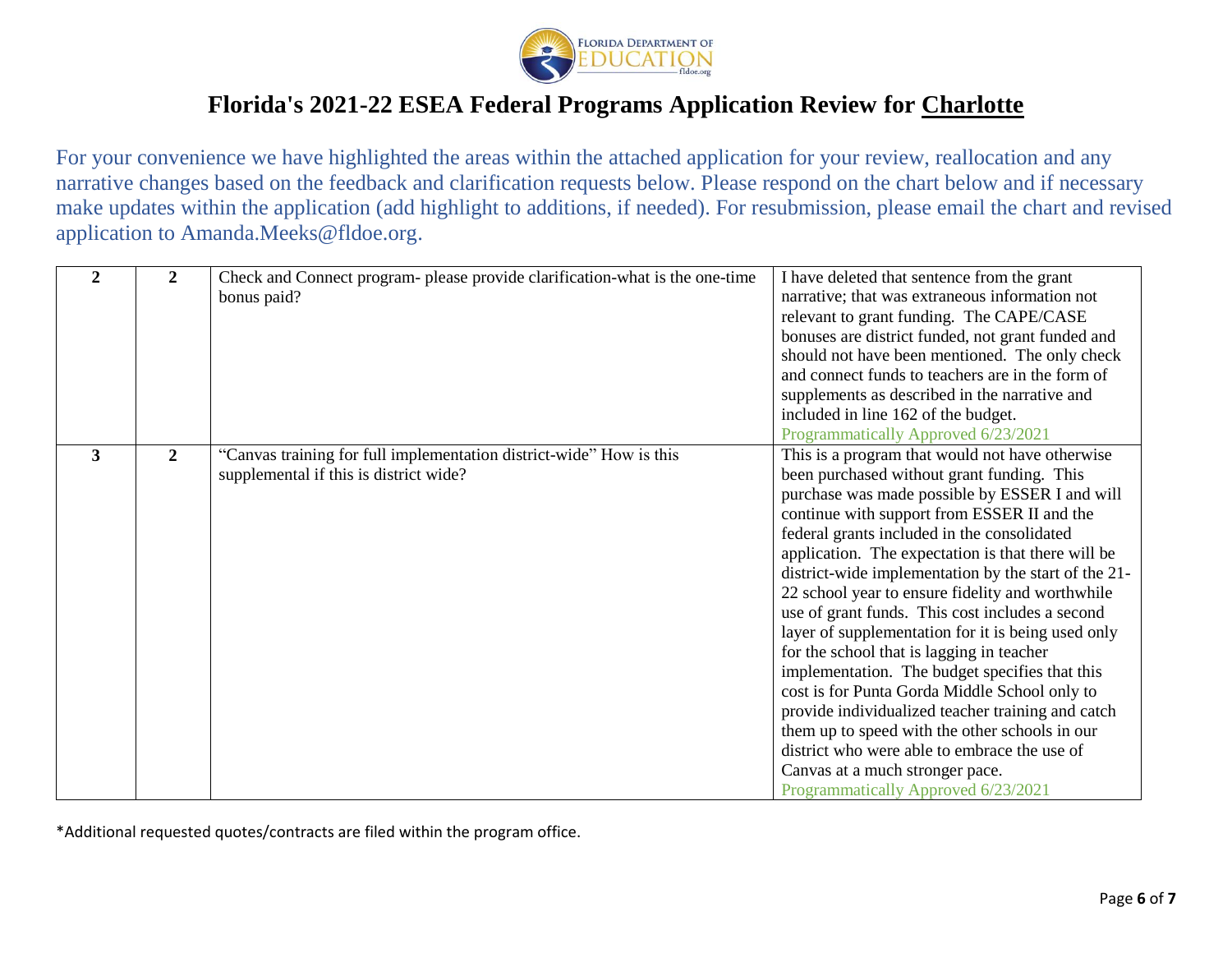# Florida's 2021-22 ESEA Federal Programs Application Review for Charlotte

For your convenience we have highlighted the areas within the attached application for your review, reallocation and any narrative changes based on the feedback and clarification requests below. Please respond on the chart below and if necessary make updates within the application (add highlight to additions, if needed). For resubmission, please email the chart and revised application to Amanda.Meeks@fldoe.org.

| | | | |
|---|---|---|---|
| **2** | **2** | Check and Connect program- please provide clarification-what is the one-time bonus paid? | I have deleted that sentence from the grant narrative; that was extraneous information not relevant to grant funding. The CAPE/CASE bonuses are district funded, not grant funded and should not have been mentioned. The only check and connect funds to teachers are in the form of supplements as described in the narrative and included in line 162 of the budget. Programmatically Approved 6/23/2021 |
| **3** | **2** | "Canvas training for full implementation district-wide" How is this supplemental if this is district wide? | This is a program that would not have otherwise been purchased without grant funding. This purchase was made possible by ESSER I and will continue with support from ESSER II and the federal grants included in the consolidated application. The expectation is that there will be district-wide implementation by the start of the 21-22 school year to ensure fidelity and worthwhile use of grant funds. This cost includes a second layer of supplementation for it is being used only for the school that is lagging in teacher implementation. The budget specifies that this cost is for Punta Gorda Middle School only to provide individualized teacher training and catch them up to speed with the other schools in our district who were able to embrace the use of Canvas at a much stronger pace. Programmatically Approved 6/23/2021 |

*Additional requested quotes/contracts are filed within the program office.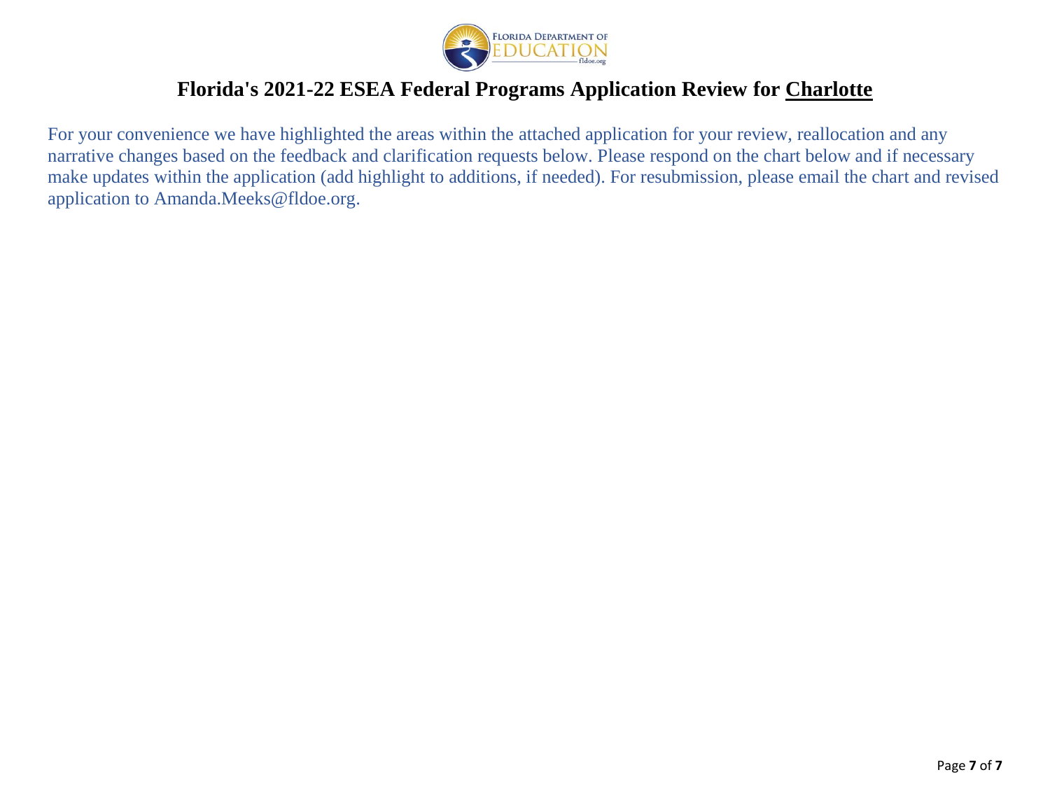# Florida's 2021-22 ESEA Federal Programs Application Review for Charlotte

For your convenience we have highlighted the areas within the attached application for your review, reallocation and any narrative changes based on the feedback and clarification requests below. Please respond on the chart below and if necessary make updates within the application (add highlight to additions, if needed). For resubmission, please email the chart and revised application to Amanda.Meeks@fldoe.org.